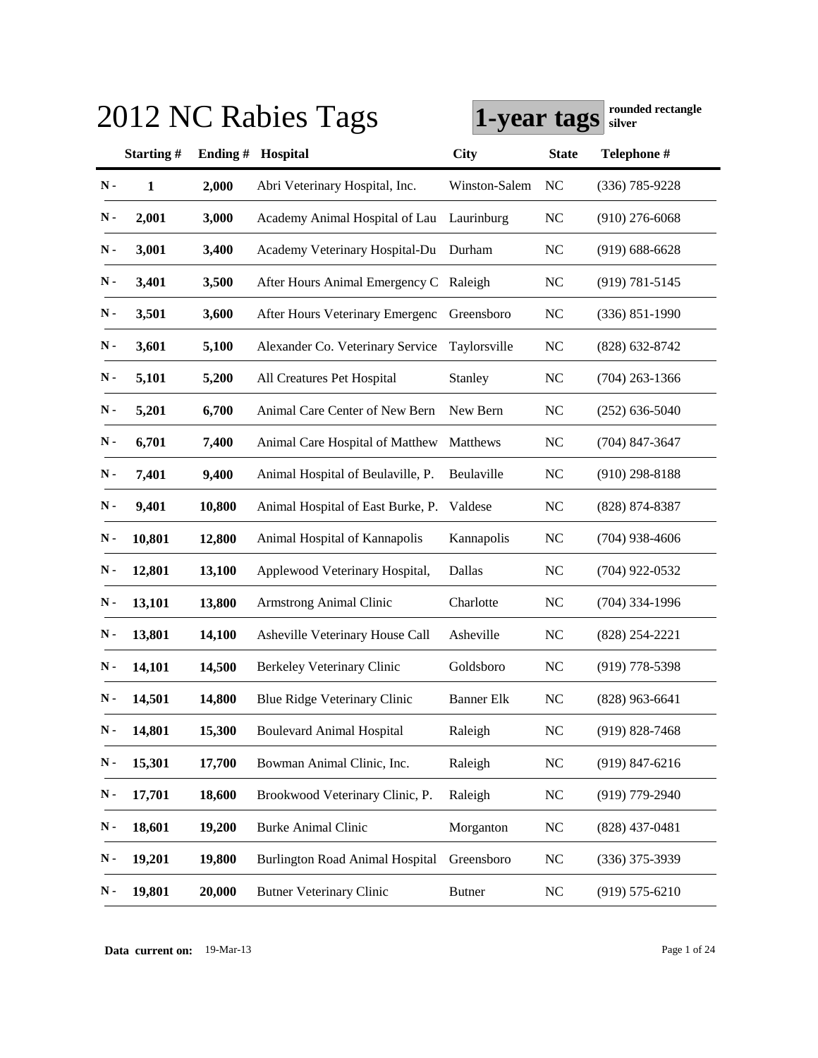# 2012 NC Rabies Tags

**1-year tags** **rounded rectangle silver**

| | Starting # | Ending # | Hospital | City | State | Telephone # |
|---|---|---|---|---|---|---|
| N - | 1 | 2,000 | Abri Veterinary Hospital, Inc. | Winston-Salem | NC | (336) 785-9228 |
| N - | 2,001 | 3,000 | Academy Animal Hospital of Lau | Laurinburg | NC | (910) 276-6068 |
| N - | 3,001 | 3,400 | Academy Veterinary Hospital-Du | Durham | NC | (919) 688-6628 |
| N - | 3,401 | 3,500 | After Hours Animal Emergency C | Raleigh | NC | (919) 781-5145 |
| N - | 3,501 | 3,600 | After Hours Veterinary Emergenc | Greensboro | NC | (336) 851-1990 |
| N - | 3,601 | 5,100 | Alexander Co. Veterinary Service | Taylorsville | NC | (828) 632-8742 |
| N - | 5,101 | 5,200 | All Creatures Pet Hospital | Stanley | NC | (704) 263-1366 |
| N - | 5,201 | 6,700 | Animal Care Center of New Bern | New Bern | NC | (252) 636-5040 |
| N - | 6,701 | 7,400 | Animal Care Hospital of Matthew | Matthews | NC | (704) 847-3647 |
| N - | 7,401 | 9,400 | Animal Hospital of Beulaville, P. | Beulaville | NC | (910) 298-8188 |
| N - | 9,401 | 10,800 | Animal Hospital of East Burke, P. | Valdese | NC | (828) 874-8387 |
| N - | 10,801 | 12,800 | Animal Hospital of Kannapolis | Kannapolis | NC | (704) 938-4606 |
| N - | 12,801 | 13,100 | Applewood Veterinary Hospital, | Dallas | NC | (704) 922-0532 |
| N - | 13,101 | 13,800 | Armstrong Animal Clinic | Charlotte | NC | (704) 334-1996 |
| N - | 13,801 | 14,100 | Asheville Veterinary House Call | Asheville | NC | (828) 254-2221 |
| N - | 14,101 | 14,500 | Berkeley Veterinary Clinic | Goldsboro | NC | (919) 778-5398 |
| N - | 14,501 | 14,800 | Blue Ridge Veterinary Clinic | Banner Elk | NC | (828) 963-6641 |
| N - | 14,801 | 15,300 | Boulevard Animal Hospital | Raleigh | NC | (919) 828-7468 |
| N - | 15,301 | 17,700 | Bowman Animal Clinic, Inc. | Raleigh | NC | (919) 847-6216 |
| N - | 17,701 | 18,600 | Brookwood Veterinary Clinic, P. | Raleigh | NC | (919) 779-2940 |
| N - | 18,601 | 19,200 | Burke Animal Clinic | Morganton | NC | (828) 437-0481 |
| N - | 19,201 | 19,800 | Burlington Road Animal Hospital | Greensboro | NC | (336) 375-3939 |
| N - | 19,801 | 20,000 | Butner Veterinary Clinic | Butner | NC | (919) 575-6210 |

**Data current on:** 19-Mar-13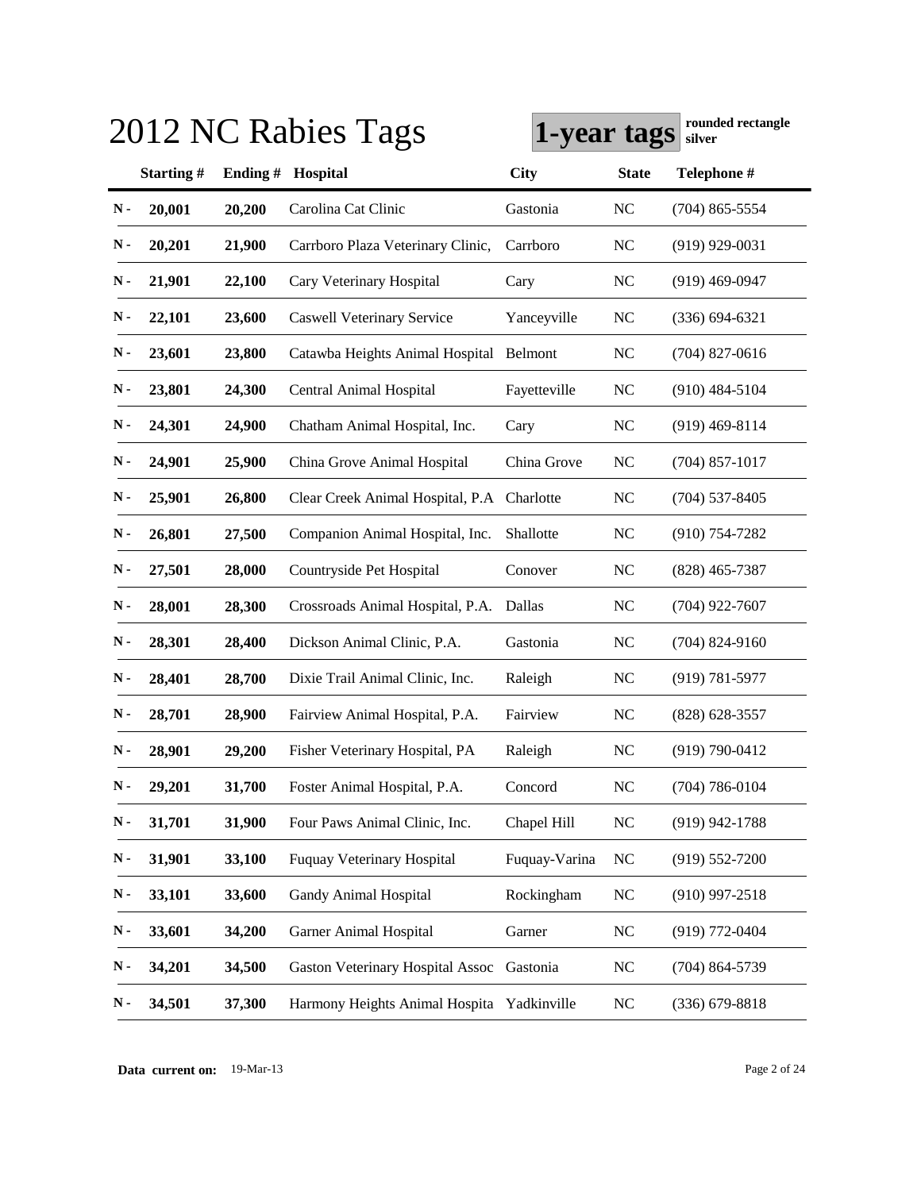# 2012 NC Rabies Tags

**1-year tags** **rounded rectangle silver**

| | Starting # | Ending # | Hospital | City | State | Telephone # |
|---|---|---|---|---|---|---|
| N - | 20,001 | 20,200 | Carolina Cat Clinic | Gastonia | NC | (704) 865-5554 |
| N - | 20,201 | 21,900 | Carrboro Plaza Veterinary Clinic, | Carrboro | NC | (919) 929-0031 |
| N - | 21,901 | 22,100 | Cary Veterinary Hospital | Cary | NC | (919) 469-0947 |
| N - | 22,101 | 23,600 | Caswell Veterinary Service | Yanceyville | NC | (336) 694-6321 |
| N - | 23,601 | 23,800 | Catawba Heights Animal Hospital | Belmont | NC | (704) 827-0616 |
| N - | 23,801 | 24,300 | Central Animal Hospital | Fayetteville | NC | (910) 484-5104 |
| N - | 24,301 | 24,900 | Chatham Animal Hospital, Inc. | Cary | NC | (919) 469-8114 |
| N - | 24,901 | 25,900 | China Grove Animal Hospital | China Grove | NC | (704) 857-1017 |
| N - | 25,901 | 26,800 | Clear Creek Animal Hospital, P.A | Charlotte | NC | (704) 537-8405 |
| N - | 26,801 | 27,500 | Companion Animal Hospital, Inc. | Shallotte | NC | (910) 754-7282 |
| N - | 27,501 | 28,000 | Countryside Pet Hospital | Conover | NC | (828) 465-7387 |
| N - | 28,001 | 28,300 | Crossroads Animal Hospital, P.A. | Dallas | NC | (704) 922-7607 |
| N - | 28,301 | 28,400 | Dickson Animal Clinic, P.A. | Gastonia | NC | (704) 824-9160 |
| N - | 28,401 | 28,700 | Dixie Trail Animal Clinic, Inc. | Raleigh | NC | (919) 781-5977 |
| N - | 28,701 | 28,900 | Fairview Animal Hospital, P.A. | Fairview | NC | (828) 628-3557 |
| N - | 28,901 | 29,200 | Fisher Veterinary Hospital, PA | Raleigh | NC | (919) 790-0412 |
| N - | 29,201 | 31,700 | Foster Animal Hospital, P.A. | Concord | NC | (704) 786-0104 |
| N - | 31,701 | 31,900 | Four Paws Animal Clinic, Inc. | Chapel Hill | NC | (919) 942-1788 |
| N - | 31,901 | 33,100 | Fuquay Veterinary Hospital | Fuquay-Varina | NC | (919) 552-7200 |
| N - | 33,101 | 33,600 | Gandy Animal Hospital | Rockingham | NC | (910) 997-2518 |
| N - | 33,601 | 34,200 | Garner Animal Hospital | Garner | NC | (919) 772-0404 |
| N - | 34,201 | 34,500 | Gaston Veterinary Hospital Assoc | Gastonia | NC | (704) 864-5739 |
| N - | 34,501 | 37,300 | Harmony Heights Animal Hospita | Yadkinville | NC | (336) 679-8818 |

**Data current on:** 19-Mar-13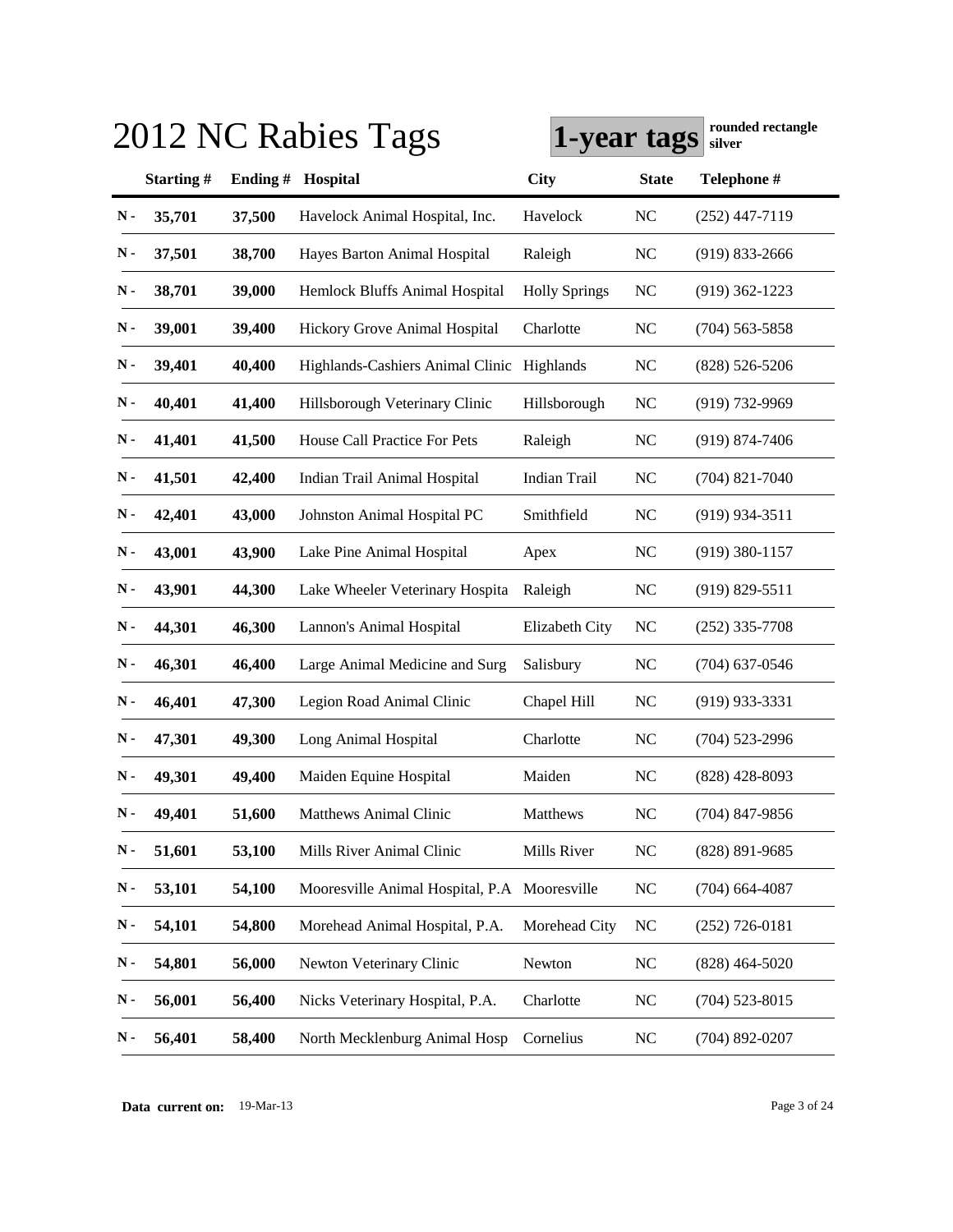# 2012 NC Rabies Tags

**1-year tags** **rounded rectangle silver**

| | Starting # | Ending # | Hospital | City | State | Telephone # |
|---|---|---|---|---|---|---|
| N - | 35,701 | 37,500 | Havelock Animal Hospital, Inc. | Havelock | NC | (252) 447-7119 |
| N - | 37,501 | 38,700 | Hayes Barton Animal Hospital | Raleigh | NC | (919) 833-2666 |
| N - | 38,701 | 39,000 | Hemlock Bluffs Animal Hospital | Holly Springs | NC | (919) 362-1223 |
| N - | 39,001 | 39,400 | Hickory Grove Animal Hospital | Charlotte | NC | (704) 563-5858 |
| N - | 39,401 | 40,400 | Highlands-Cashiers Animal Clinic | Highlands | NC | (828) 526-5206 |
| N - | 40,401 | 41,400 | Hillsborough Veterinary Clinic | Hillsborough | NC | (919) 732-9969 |
| N - | 41,401 | 41,500 | House Call Practice For Pets | Raleigh | NC | (919) 874-7406 |
| N - | 41,501 | 42,400 | Indian Trail Animal Hospital | Indian Trail | NC | (704) 821-7040 |
| N - | 42,401 | 43,000 | Johnston Animal Hospital PC | Smithfield | NC | (919) 934-3511 |
| N - | 43,001 | 43,900 | Lake Pine Animal Hospital | Apex | NC | (919) 380-1157 |
| N - | 43,901 | 44,300 | Lake Wheeler Veterinary Hospita | Raleigh | NC | (919) 829-5511 |
| N - | 44,301 | 46,300 | Lannon's Animal Hospital | Elizabeth City | NC | (252) 335-7708 |
| N - | 46,301 | 46,400 | Large Animal Medicine and Surg | Salisbury | NC | (704) 637-0546 |
| N - | 46,401 | 47,300 | Legion Road Animal Clinic | Chapel Hill | NC | (919) 933-3331 |
| N - | 47,301 | 49,300 | Long Animal Hospital | Charlotte | NC | (704) 523-2996 |
| N - | 49,301 | 49,400 | Maiden Equine Hospital | Maiden | NC | (828) 428-8093 |
| N - | 49,401 | 51,600 | Matthews Animal Clinic | Matthews | NC | (704) 847-9856 |
| N - | 51,601 | 53,100 | Mills River Animal Clinic | Mills River | NC | (828) 891-9685 |
| N - | 53,101 | 54,100 | Mooresville Animal Hospital, P.A | Mooresville | NC | (704) 664-4087 |
| N - | 54,101 | 54,800 | Morehead Animal Hospital, P.A. | Morehead City | NC | (252) 726-0181 |
| N - | 54,801 | 56,000 | Newton Veterinary Clinic | Newton | NC | (828) 464-5020 |
| N - | 56,001 | 56,400 | Nicks Veterinary Hospital, P.A. | Charlotte | NC | (704) 523-8015 |
| N - | 56,401 | 58,400 | North Mecklenburg Animal Hosp | Cornelius | NC | (704) 892-0207 |

**Data current on:** 19-Mar-13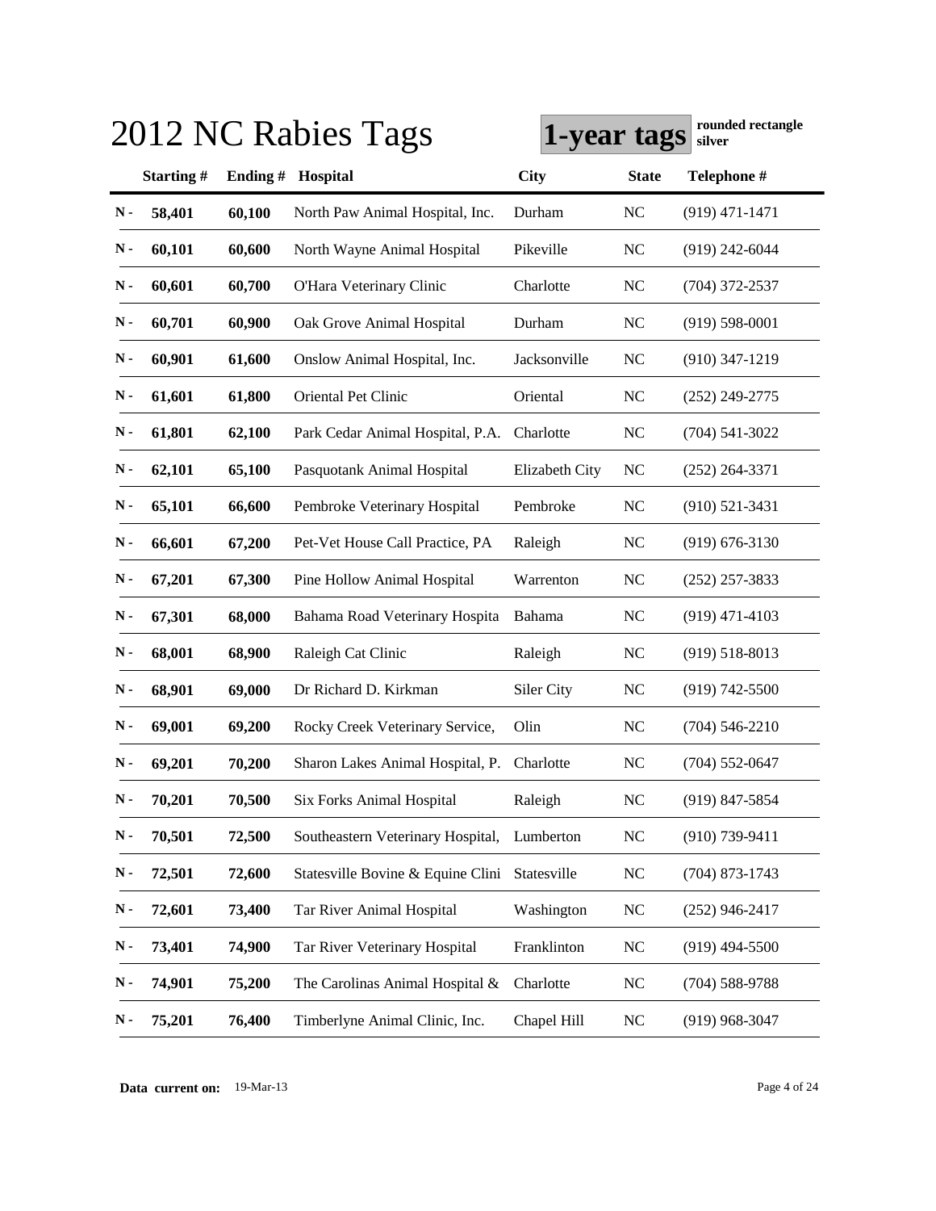# 2012 NC Rabies Tags

**1-year tags** **rounded rectangle silver**

| | Starting # | Ending # | Hospital | City | State | Telephone # |
|---|---|---|---|---|---|---|
| N - | 58,401 | 60,100 | North Paw Animal Hospital, Inc. | Durham | NC | (919) 471-1471 |
| N - | 60,101 | 60,600 | North Wayne Animal Hospital | Pikeville | NC | (919) 242-6044 |
| N - | 60,601 | 60,700 | O'Hara Veterinary Clinic | Charlotte | NC | (704) 372-2537 |
| N - | 60,701 | 60,900 | Oak Grove Animal Hospital | Durham | NC | (919) 598-0001 |
| N - | 60,901 | 61,600 | Onslow Animal Hospital, Inc. | Jacksonville | NC | (910) 347-1219 |
| N - | 61,601 | 61,800 | Oriental Pet Clinic | Oriental | NC | (252) 249-2775 |
| N - | 61,801 | 62,100 | Park Cedar Animal Hospital, P.A. | Charlotte | NC | (704) 541-3022 |
| N - | 62,101 | 65,100 | Pasquotank Animal Hospital | Elizabeth City | NC | (252) 264-3371 |
| N - | 65,101 | 66,600 | Pembroke Veterinary Hospital | Pembroke | NC | (910) 521-3431 |
| N - | 66,601 | 67,200 | Pet-Vet House Call Practice, PA | Raleigh | NC | (919) 676-3130 |
| N - | 67,201 | 67,300 | Pine Hollow Animal Hospital | Warrenton | NC | (252) 257-3833 |
| N - | 67,301 | 68,000 | Bahama Road Veterinary Hospita | Bahama | NC | (919) 471-4103 |
| N - | 68,001 | 68,900 | Raleigh Cat Clinic | Raleigh | NC | (919) 518-8013 |
| N - | 68,901 | 69,000 | Dr Richard D. Kirkman | Siler City | NC | (919) 742-5500 |
| N - | 69,001 | 69,200 | Rocky Creek Veterinary Service, | Olin | NC | (704) 546-2210 |
| N - | 69,201 | 70,200 | Sharon Lakes Animal Hospital, P. | Charlotte | NC | (704) 552-0647 |
| N - | 70,201 | 70,500 | Six Forks Animal Hospital | Raleigh | NC | (919) 847-5854 |
| N - | 70,501 | 72,500 | Southeastern Veterinary Hospital, | Lumberton | NC | (910) 739-9411 |
| N - | 72,501 | 72,600 | Statesville Bovine & Equine Clini | Statesville | NC | (704) 873-1743 |
| N - | 72,601 | 73,400 | Tar River Animal Hospital | Washington | NC | (252) 946-2417 |
| N - | 73,401 | 74,900 | Tar River Veterinary Hospital | Franklinton | NC | (919) 494-5500 |
| N - | 74,901 | 75,200 | The Carolinas Animal Hospital & | Charlotte | NC | (704) 588-9788 |
| N - | 75,201 | 76,400 | Timberlyne Animal Clinic, Inc. | Chapel Hill | NC | (919) 968-3047 |

**Data current on:** 19-Mar-13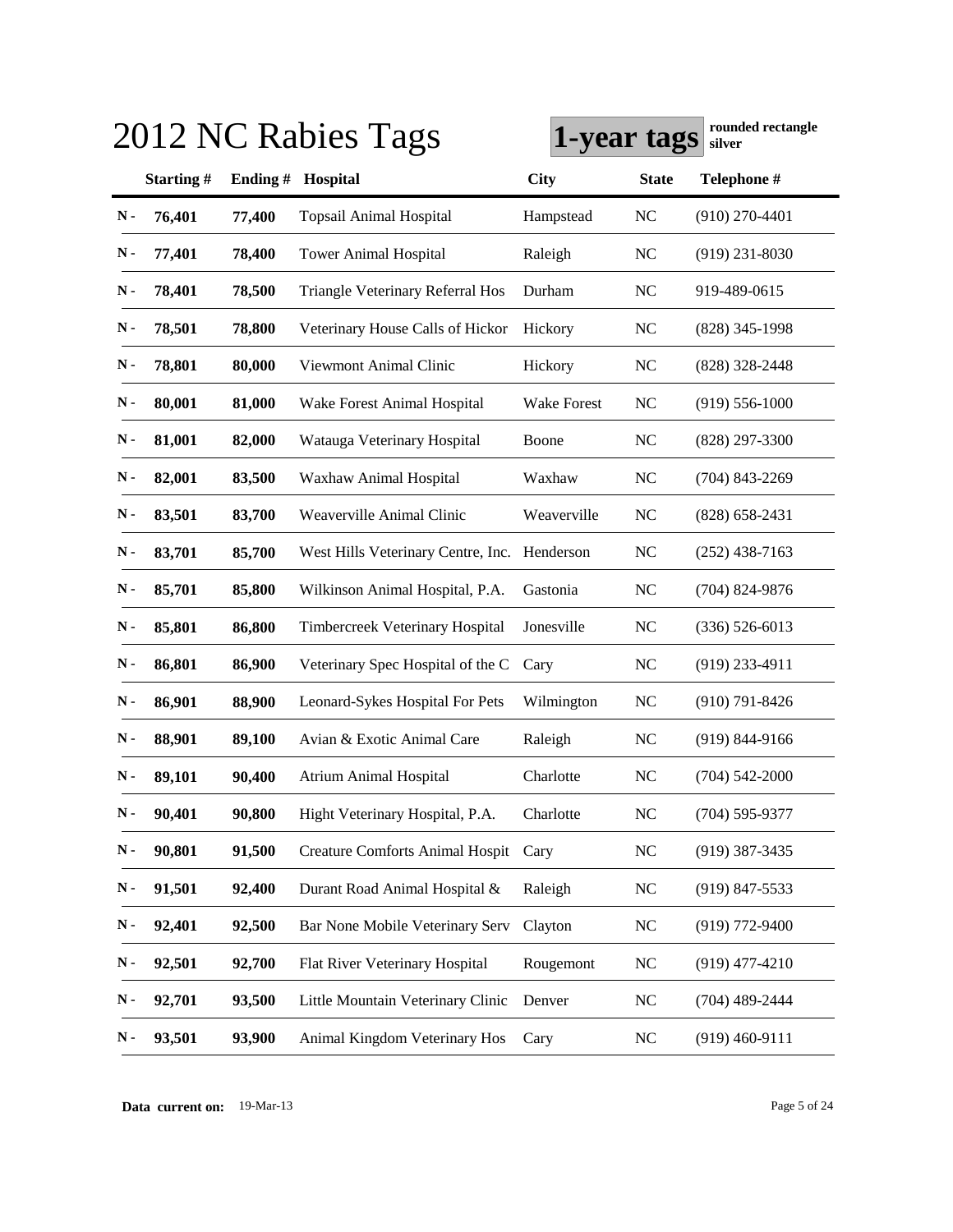# 2012 NC Rabies Tags

**1-year tags** **rounded rectangle silver**

| | Starting # | Ending # | Hospital | City | State | Telephone # |
|---|---|---|---|---|---|---|
| N - | 76,401 | 77,400 | Topsail Animal Hospital | Hampstead | NC | (910) 270-4401 |
| N - | 77,401 | 78,400 | Tower Animal Hospital | Raleigh | NC | (919) 231-8030 |
| N - | 78,401 | 78,500 | Triangle Veterinary Referral Hos | Durham | NC | 919-489-0615 |
| N - | 78,501 | 78,800 | Veterinary House Calls of Hickor | Hickory | NC | (828) 345-1998 |
| N - | 78,801 | 80,000 | Viewmont Animal Clinic | Hickory | NC | (828) 328-2448 |
| N - | 80,001 | 81,000 | Wake Forest Animal Hospital | Wake Forest | NC | (919) 556-1000 |
| N - | 81,001 | 82,000 | Watauga Veterinary Hospital | Boone | NC | (828) 297-3300 |
| N - | 82,001 | 83,500 | Waxhaw Animal Hospital | Waxhaw | NC | (704) 843-2269 |
| N - | 83,501 | 83,700 | Weaverville Animal Clinic | Weaverville | NC | (828) 658-2431 |
| N - | 83,701 | 85,700 | West Hills Veterinary Centre, Inc. | Henderson | NC | (252) 438-7163 |
| N - | 85,701 | 85,800 | Wilkinson Animal Hospital, P.A. | Gastonia | NC | (704) 824-9876 |
| N - | 85,801 | 86,800 | Timbercreek Veterinary Hospital | Jonesville | NC | (336) 526-6013 |
| N - | 86,801 | 86,900 | Veterinary Spec Hospital of the C | Cary | NC | (919) 233-4911 |
| N - | 86,901 | 88,900 | Leonard-Sykes Hospital For Pets | Wilmington | NC | (910) 791-8426 |
| N - | 88,901 | 89,100 | Avian & Exotic Animal Care | Raleigh | NC | (919) 844-9166 |
| N - | 89,101 | 90,400 | Atrium Animal Hospital | Charlotte | NC | (704) 542-2000 |
| N - | 90,401 | 90,800 | Hight Veterinary Hospital, P.A. | Charlotte | NC | (704) 595-9377 |
| N - | 90,801 | 91,500 | Creature Comforts Animal Hospit | Cary | NC | (919) 387-3435 |
| N - | 91,501 | 92,400 | Durant Road Animal Hospital & | Raleigh | NC | (919) 847-5533 |
| N - | 92,401 | 92,500 | Bar None Mobile Veterinary Serv | Clayton | NC | (919) 772-9400 |
| N - | 92,501 | 92,700 | Flat River Veterinary Hospital | Rougemont | NC | (919) 477-4210 |
| N - | 92,701 | 93,500 | Little Mountain Veterinary Clinic | Denver | NC | (704) 489-2444 |
| N - | 93,501 | 93,900 | Animal Kingdom Veterinary Hos | Cary | NC | (919) 460-9111 |

**Data current on:** 19-Mar-13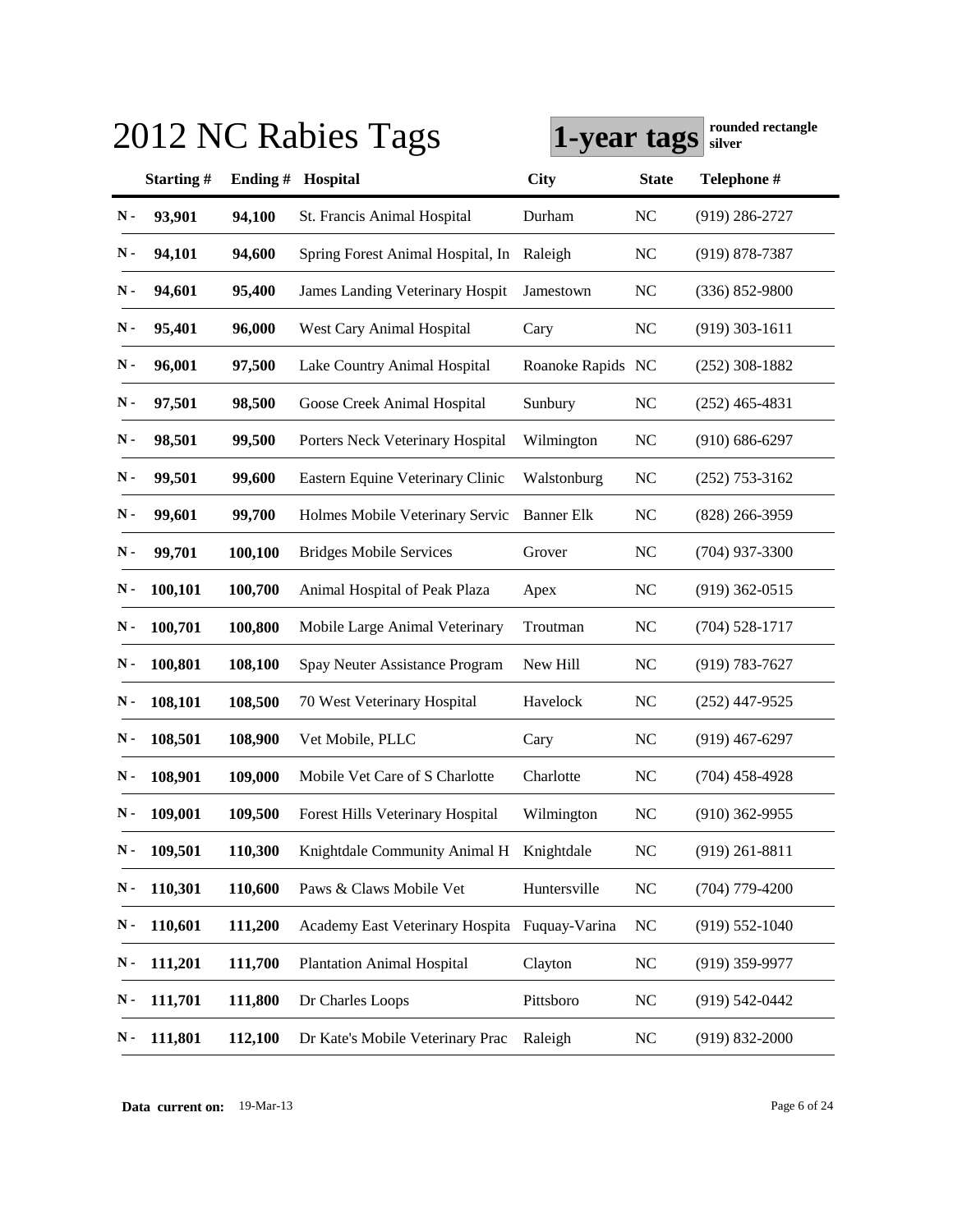# 2012 NC Rabies Tags

**1-year tags** **rounded rectangle silver**

| | Starting # | Ending # | Hospital | City | State | Telephone # |
|---|---|---|---|---|---|---|
| N - | 93,901 | 94,100 | St. Francis Animal Hospital | Durham | NC | (919) 286-2727 |
| N - | 94,101 | 94,600 | Spring Forest Animal Hospital, In | Raleigh | NC | (919) 878-7387 |
| N - | 94,601 | 95,400 | James Landing Veterinary Hospit | Jamestown | NC | (336) 852-9800 |
| N - | 95,401 | 96,000 | West Cary Animal Hospital | Cary | NC | (919) 303-1611 |
| N - | 96,001 | 97,500 | Lake Country Animal Hospital | Roanoke Rapids | NC | (252) 308-1882 |
| N - | 97,501 | 98,500 | Goose Creek Animal Hospital | Sunbury | NC | (252) 465-4831 |
| N - | 98,501 | 99,500 | Porters Neck Veterinary Hospital | Wilmington | NC | (910) 686-6297 |
| N - | 99,501 | 99,600 | Eastern Equine Veterinary Clinic | Walstonburg | NC | (252) 753-3162 |
| N - | 99,601 | 99,700 | Holmes Mobile Veterinary Servic | Banner Elk | NC | (828) 266-3959 |
| N - | 99,701 | 100,100 | Bridges Mobile Services | Grover | NC | (704) 937-3300 |
| N - | 100,101 | 100,700 | Animal Hospital of Peak Plaza | Apex | NC | (919) 362-0515 |
| N - | 100,701 | 100,800 | Mobile Large Animal Veterinary | Troutman | NC | (704) 528-1717 |
| N - | 100,801 | 108,100 | Spay Neuter Assistance Program | New Hill | NC | (919) 783-7627 |
| N - | 108,101 | 108,500 | 70 West Veterinary Hospital | Havelock | NC | (252) 447-9525 |
| N - | 108,501 | 108,900 | Vet Mobile, PLLC | Cary | NC | (919) 467-6297 |
| N - | 108,901 | 109,000 | Mobile Vet Care of S Charlotte | Charlotte | NC | (704) 458-4928 |
| N - | 109,001 | 109,500 | Forest Hills Veterinary Hospital | Wilmington | NC | (910) 362-9955 |
| N - | 109,501 | 110,300 | Knightdale Community Animal H | Knightdale | NC | (919) 261-8811 |
| N - | 110,301 | 110,600 | Paws & Claws Mobile Vet | Huntersville | NC | (704) 779-4200 |
| N - | 110,601 | 111,200 | Academy East Veterinary Hospita | Fuquay-Varina | NC | (919) 552-1040 |
| N - | 111,201 | 111,700 | Plantation Animal Hospital | Clayton | NC | (919) 359-9977 |
| N - | 111,701 | 111,800 | Dr Charles Loops | Pittsboro | NC | (919) 542-0442 |
| N - | 111,801 | 112,100 | Dr Kate's Mobile Veterinary Prac | Raleigh | NC | (919) 832-2000 |

**Data current on:** 19-Mar-13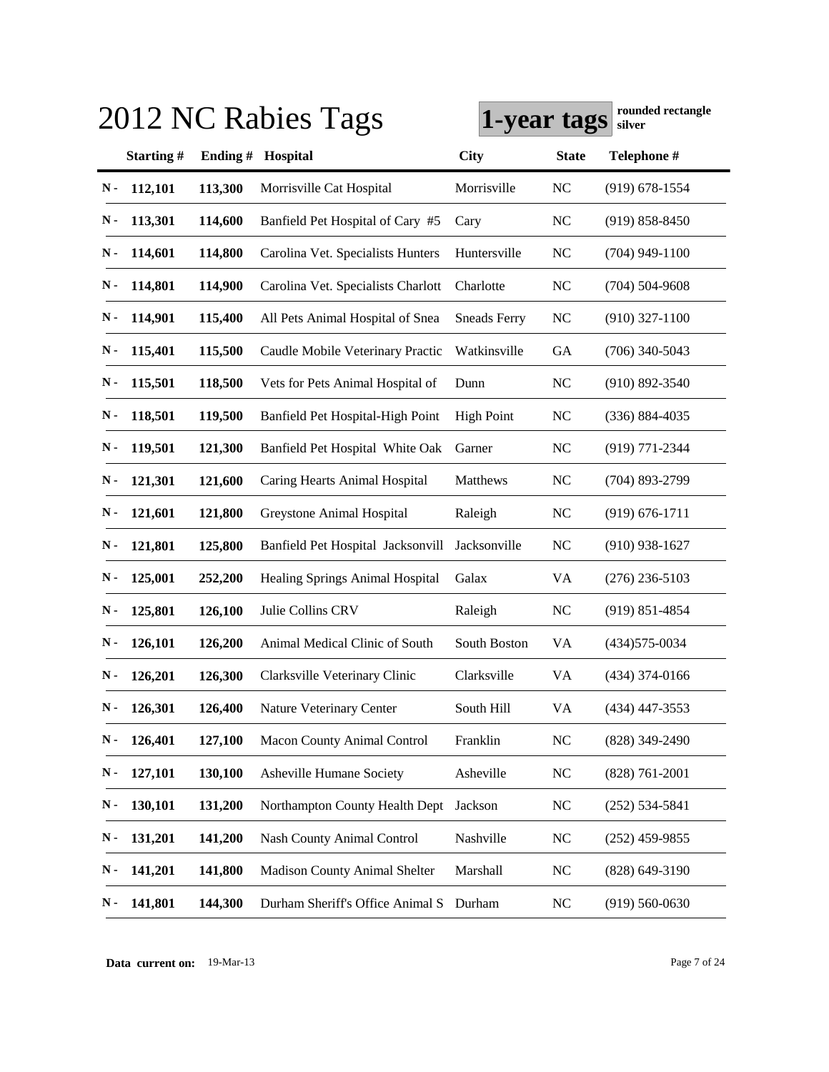# 2012 NC Rabies Tags

**1-year tags** **rounded rectangle silver**

| | Starting # | Ending # | Hospital | City | State | Telephone # |
|---|---|---|---|---|---|---|
| N - | 112,101 | 113,300 | Morrisville Cat Hospital | Morrisville | NC | (919) 678-1554 |
| N - | 113,301 | 114,600 | Banfield Pet Hospital of Cary #5 | Cary | NC | (919) 858-8450 |
| N - | 114,601 | 114,800 | Carolina Vet. Specialists Hunters | Huntersville | NC | (704) 949-1100 |
| N - | 114,801 | 114,900 | Carolina Vet. Specialists Charlott | Charlotte | NC | (704) 504-9608 |
| N - | 114,901 | 115,400 | All Pets Animal Hospital of Snea | Sneads Ferry | NC | (910) 327-1100 |
| N - | 115,401 | 115,500 | Caudle Mobile Veterinary Practic | Watkinsville | GA | (706) 340-5043 |
| N - | 115,501 | 118,500 | Vets for Pets Animal Hospital of | Dunn | NC | (910) 892-3540 |
| N - | 118,501 | 119,500 | Banfield Pet Hospital-High Point | High Point | NC | (336) 884-4035 |
| N - | 119,501 | 121,300 | Banfield Pet Hospital White Oak | Garner | NC | (919) 771-2344 |
| N - | 121,301 | 121,600 | Caring Hearts Animal Hospital | Matthews | NC | (704) 893-2799 |
| N - | 121,601 | 121,800 | Greystone Animal Hospital | Raleigh | NC | (919) 676-1711 |
| N - | 121,801 | 125,800 | Banfield Pet Hospital Jacksonvill | Jacksonville | NC | (910) 938-1627 |
| N - | 125,001 | 252,200 | Healing Springs Animal Hospital | Galax | VA | (276) 236-5103 |
| N - | 125,801 | 126,100 | Julie Collins CRV | Raleigh | NC | (919) 851-4854 |
| N - | 126,101 | 126,200 | Animal Medical Clinic of South | South Boston | VA | (434)575-0034 |
| N - | 126,201 | 126,300 | Clarksville Veterinary Clinic | Clarksville | VA | (434) 374-0166 |
| N - | 126,301 | 126,400 | Nature Veterinary Center | South Hill | VA | (434) 447-3553 |
| N - | 126,401 | 127,100 | Macon County Animal Control | Franklin | NC | (828) 349-2490 |
| N - | 127,101 | 130,100 | Asheville Humane Society | Asheville | NC | (828) 761-2001 |
| N - | 130,101 | 131,200 | Northampton County Health Dept | Jackson | NC | (252) 534-5841 |
| N - | 131,201 | 141,200 | Nash County Animal Control | Nashville | NC | (252) 459-9855 |
| N - | 141,201 | 141,800 | Madison County Animal Shelter | Marshall | NC | (828) 649-3190 |
| N - | 141,801 | 144,300 | Durham Sheriff's Office Animal S | Durham | NC | (919) 560-0630 |

**Data current on:** 19-Mar-13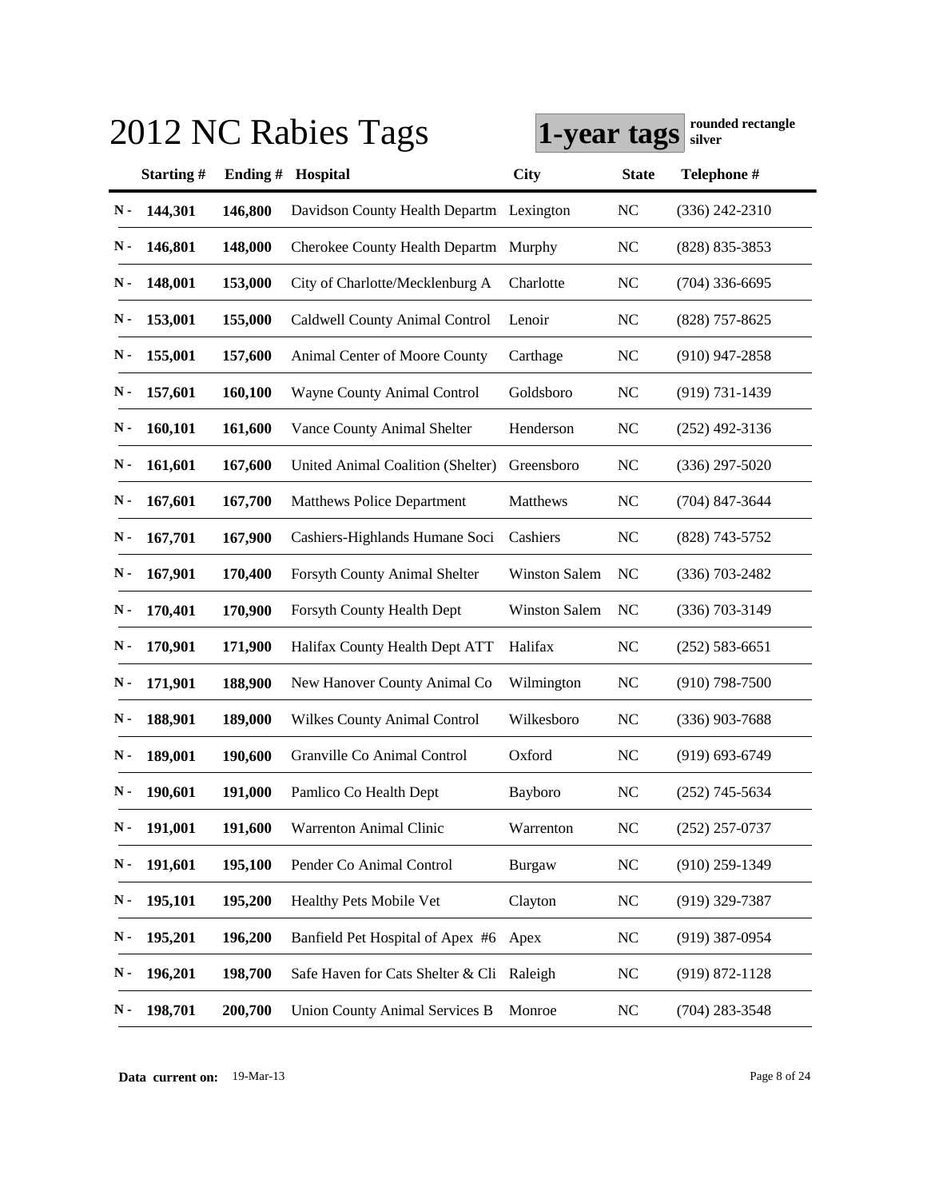# 2012 NC Rabies Tags

**1-year tags** **rounded rectangle silver**

| | Starting # | Ending # | Hospital | City | State | Telephone # |
|---|---|---|---|---|---|---|
| N - | 144,301 | 146,800 | Davidson County Health Departm | Lexington | NC | (336) 242-2310 |
| N - | 146,801 | 148,000 | Cherokee County Health Departm | Murphy | NC | (828) 835-3853 |
| N - | 148,001 | 153,000 | City of Charlotte/Mecklenburg A | Charlotte | NC | (704) 336-6695 |
| N - | 153,001 | 155,000 | Caldwell County Animal Control | Lenoir | NC | (828) 757-8625 |
| N - | 155,001 | 157,600 | Animal Center of Moore County | Carthage | NC | (910) 947-2858 |
| N - | 157,601 | 160,100 | Wayne County Animal Control | Goldsboro | NC | (919) 731-1439 |
| N - | 160,101 | 161,600 | Vance County Animal Shelter | Henderson | NC | (252) 492-3136 |
| N - | 161,601 | 167,600 | United Animal Coalition (Shelter) | Greensboro | NC | (336) 297-5020 |
| N - | 167,601 | 167,700 | Matthews Police Department | Matthews | NC | (704) 847-3644 |
| N - | 167,701 | 167,900 | Cashiers-Highlands Humane Soci | Cashiers | NC | (828) 743-5752 |
| N - | 167,901 | 170,400 | Forsyth County Animal Shelter | Winston Salem | NC | (336) 703-2482 |
| N - | 170,401 | 170,900 | Forsyth County Health Dept | Winston Salem | NC | (336) 703-3149 |
| N - | 170,901 | 171,900 | Halifax County Health Dept ATT | Halifax | NC | (252) 583-6651 |
| N - | 171,901 | 188,900 | New Hanover County Animal Co | Wilmington | NC | (910) 798-7500 |
| N - | 188,901 | 189,000 | Wilkes County Animal Control | Wilkesboro | NC | (336) 903-7688 |
| N - | 189,001 | 190,600 | Granville Co Animal Control | Oxford | NC | (919) 693-6749 |
| N - | 190,601 | 191,000 | Pamlico Co Health Dept | Bayboro | NC | (252) 745-5634 |
| N - | 191,001 | 191,600 | Warrenton Animal Clinic | Warrenton | NC | (252) 257-0737 |
| N - | 191,601 | 195,100 | Pender Co Animal Control | Burgaw | NC | (910) 259-1349 |
| N - | 195,101 | 195,200 | Healthy Pets Mobile Vet | Clayton | NC | (919) 329-7387 |
| N - | 195,201 | 196,200 | Banfield Pet Hospital of Apex #6 | Apex | NC | (919) 387-0954 |
| N - | 196,201 | 198,700 | Safe Haven for Cats Shelter & Cli | Raleigh | NC | (919) 872-1128 |
| N - | 198,701 | 200,700 | Union County Animal Services B | Monroe | NC | (704) 283-3548 |

**Data current on:** 19-Mar-13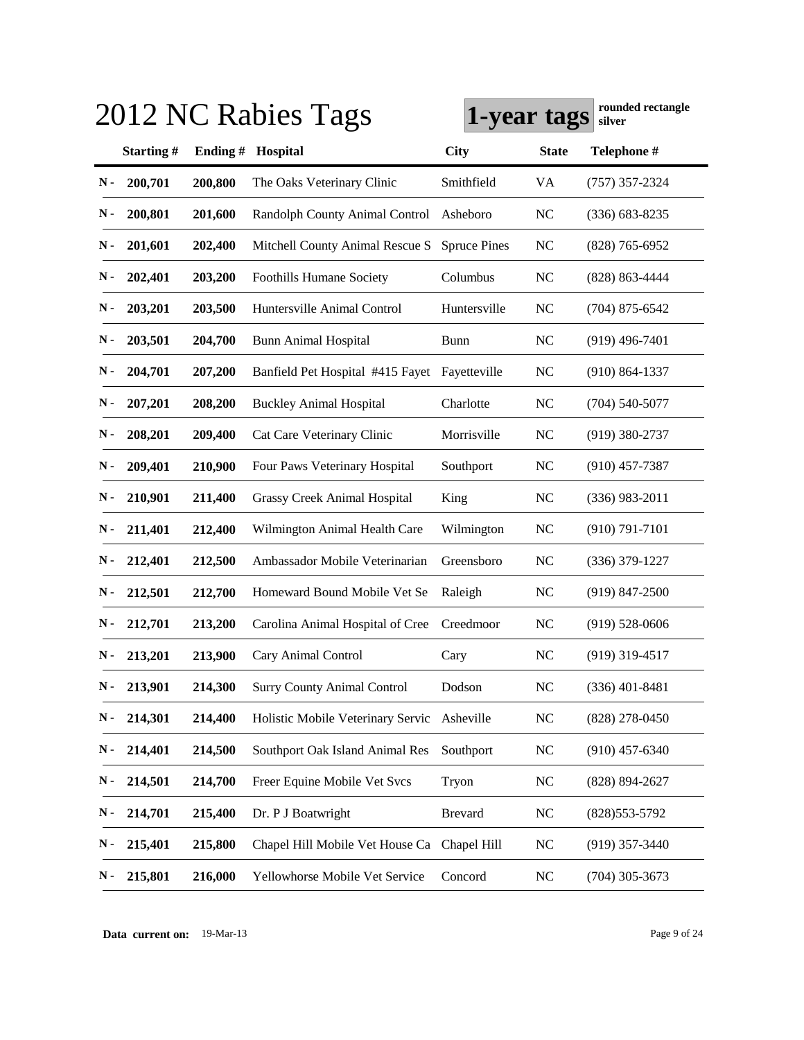# 2012 NC Rabies Tags

**1-year tags** **rounded rectangle silver**

| | Starting # | Ending # | Hospital | City | State | Telephone # |
|---|---|---|---|---|---|---|
| N - | 200,701 | 200,800 | The Oaks Veterinary Clinic | Smithfield | VA | (757) 357-2324 |
| N - | 200,801 | 201,600 | Randolph County Animal Control | Asheboro | NC | (336) 683-8235 |
| N - | 201,601 | 202,400 | Mitchell County Animal Rescue S | Spruce Pines | NC | (828) 765-6952 |
| N - | 202,401 | 203,200 | Foothills Humane Society | Columbus | NC | (828) 863-4444 |
| N - | 203,201 | 203,500 | Huntersville Animal Control | Huntersville | NC | (704) 875-6542 |
| N - | 203,501 | 204,700 | Bunn Animal Hospital | Bunn | NC | (919) 496-7401 |
| N - | 204,701 | 207,200 | Banfield Pet Hospital #415 Fayet | Fayetteville | NC | (910) 864-1337 |
| N - | 207,201 | 208,200 | Buckley Animal Hospital | Charlotte | NC | (704) 540-5077 |
| N - | 208,201 | 209,400 | Cat Care Veterinary Clinic | Morrisville | NC | (919) 380-2737 |
| N - | 209,401 | 210,900 | Four Paws Veterinary Hospital | Southport | NC | (910) 457-7387 |
| N - | 210,901 | 211,400 | Grassy Creek Animal Hospital | King | NC | (336) 983-2011 |
| N - | 211,401 | 212,400 | Wilmington Animal Health Care | Wilmington | NC | (910) 791-7101 |
| N - | 212,401 | 212,500 | Ambassador Mobile Veterinarian | Greensboro | NC | (336) 379-1227 |
| N - | 212,501 | 212,700 | Homeward Bound Mobile Vet Se | Raleigh | NC | (919) 847-2500 |
| N - | 212,701 | 213,200 | Carolina Animal Hospital of Cree | Creedmoor | NC | (919) 528-0606 |
| N - | 213,201 | 213,900 | Cary Animal Control | Cary | NC | (919) 319-4517 |
| N - | 213,901 | 214,300 | Surry County Animal Control | Dodson | NC | (336) 401-8481 |
| N - | 214,301 | 214,400 | Holistic Mobile Veterinary Servic | Asheville | NC | (828) 278-0450 |
| N - | 214,401 | 214,500 | Southport Oak Island Animal Res | Southport | NC | (910) 457-6340 |
| N - | 214,501 | 214,700 | Freer Equine Mobile Vet Svcs | Tryon | NC | (828) 894-2627 |
| N - | 214,701 | 215,400 | Dr. P J Boatwright | Brevard | NC | (828)553-5792 |
| N - | 215,401 | 215,800 | Chapel Hill Mobile Vet House Ca | Chapel Hill | NC | (919) 357-3440 |
| N - | 215,801 | 216,000 | Yellowhorse Mobile Vet Service | Concord | NC | (704) 305-3673 |

**Data current on:** 19-Mar-13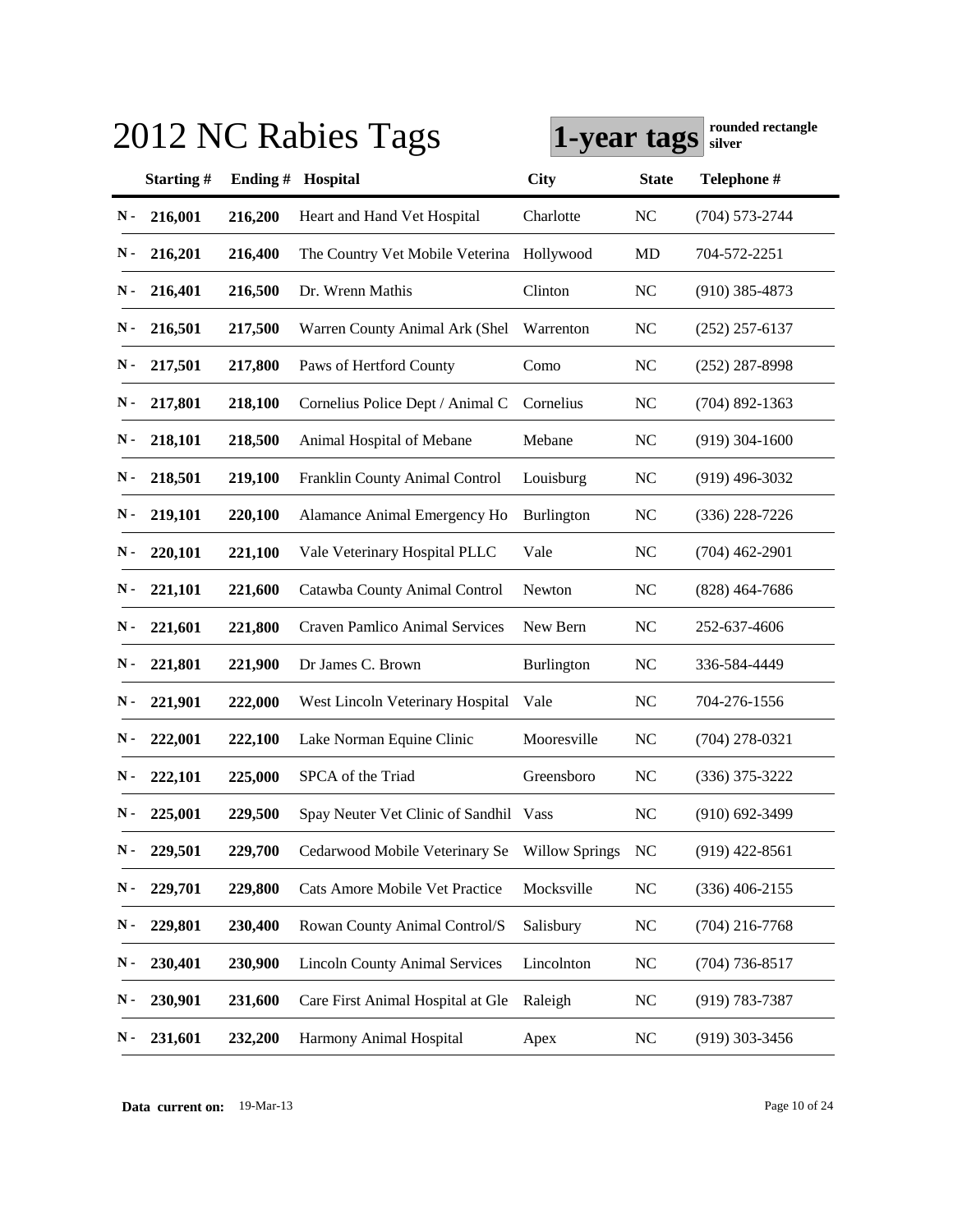# 2012 NC Rabies Tags

**1-year tags** **rounded rectangle silver**

| | Starting # | Ending # | Hospital | City | State | Telephone # |
|---|---|---|---|---|---|---|
| N - | 216,001 | 216,200 | Heart and Hand Vet Hospital | Charlotte | NC | (704) 573-2744 |
| N - | 216,201 | 216,400 | The Country Vet Mobile Veterina | Hollywood | MD | 704-572-2251 |
| N - | 216,401 | 216,500 | Dr. Wrenn Mathis | Clinton | NC | (910) 385-4873 |
| N - | 216,501 | 217,500 | Warren County Animal Ark (Shel | Warrenton | NC | (252) 257-6137 |
| N - | 217,501 | 217,800 | Paws of Hertford County | Como | NC | (252) 287-8998 |
| N - | 217,801 | 218,100 | Cornelius Police Dept / Animal C | Cornelius | NC | (704) 892-1363 |
| N - | 218,101 | 218,500 | Animal Hospital of Mebane | Mebane | NC | (919) 304-1600 |
| N - | 218,501 | 219,100 | Franklin County Animal Control | Louisburg | NC | (919) 496-3032 |
| N - | 219,101 | 220,100 | Alamance Animal Emergency Ho | Burlington | NC | (336) 228-7226 |
| N - | 220,101 | 221,100 | Vale Veterinary Hospital PLLC | Vale | NC | (704) 462-2901 |
| N - | 221,101 | 221,600 | Catawba County Animal Control | Newton | NC | (828) 464-7686 |
| N - | 221,601 | 221,800 | Craven Pamlico Animal Services | New Bern | NC | 252-637-4606 |
| N - | 221,801 | 221,900 | Dr James C. Brown | Burlington | NC | 336-584-4449 |
| N - | 221,901 | 222,000 | West Lincoln Veterinary Hospital | Vale | NC | 704-276-1556 |
| N - | 222,001 | 222,100 | Lake Norman Equine Clinic | Mooresville | NC | (704) 278-0321 |
| N - | 222,101 | 225,000 | SPCA of the Triad | Greensboro | NC | (336) 375-3222 |
| N - | 225,001 | 229,500 | Spay Neuter Vet Clinic of Sandhil | Vass | NC | (910) 692-3499 |
| N - | 229,501 | 229,700 | Cedarwood Mobile Veterinary Se | Willow Springs | NC | (919) 422-8561 |
| N - | 229,701 | 229,800 | Cats Amore Mobile Vet Practice | Mocksville | NC | (336) 406-2155 |
| N - | 229,801 | 230,400 | Rowan County Animal Control/S | Salisbury | NC | (704) 216-7768 |
| N - | 230,401 | 230,900 | Lincoln County Animal Services | Lincolnton | NC | (704) 736-8517 |
| N - | 230,901 | 231,600 | Care First Animal Hospital at Gle | Raleigh | NC | (919) 783-7387 |
| N - | 231,601 | 232,200 | Harmony Animal Hospital | Apex | NC | (919) 303-3456 |

**Data current on:** 19-Mar-13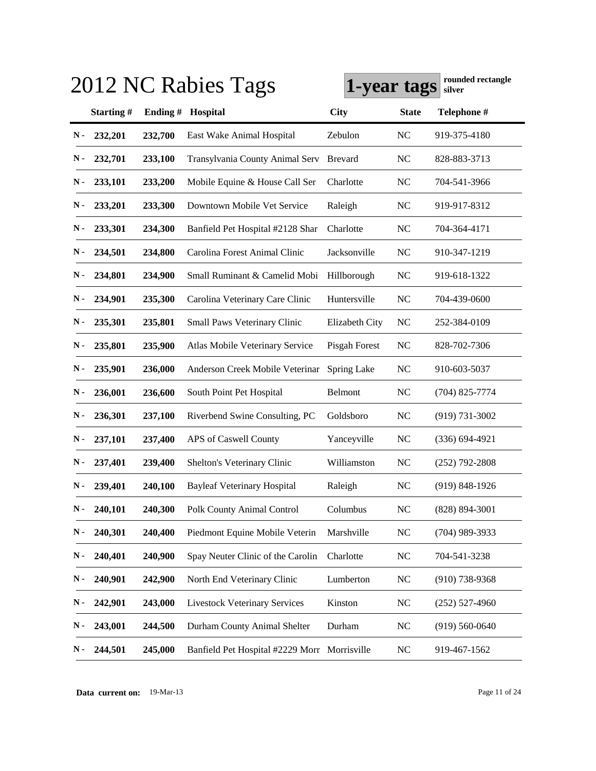# 2012 NC Rabies Tags

**1-year tags** **rounded rectangle silver**

| | Starting # | Ending # | Hospital | City | State | Telephone # |
|---|---|---|---|---|---|---|
| N - | 232,201 | 232,700 | East Wake Animal Hospital | Zebulon | NC | 919-375-4180 |
| N - | 232,701 | 233,100 | Transylvania County Animal Serv | Brevard | NC | 828-883-3713 |
| N - | 233,101 | 233,200 | Mobile Equine & House Call Ser | Charlotte | NC | 704-541-3966 |
| N - | 233,201 | 233,300 | Downtown Mobile Vet Service | Raleigh | NC | 919-917-8312 |
| N - | 233,301 | 234,300 | Banfield Pet Hospital #2128 Shar | Charlotte | NC | 704-364-4171 |
| N - | 234,501 | 234,800 | Carolina Forest Animal Clinic | Jacksonville | NC | 910-347-1219 |
| N - | 234,801 | 234,900 | Small Ruminant & Camelid Mobi | Hillborough | NC | 919-618-1322 |
| N - | 234,901 | 235,300 | Carolina Veterinary Care Clinic | Huntersville | NC | 704-439-0600 |
| N - | 235,301 | 235,801 | Small Paws Veterinary Clinic | Elizabeth City | NC | 252-384-0109 |
| N - | 235,801 | 235,900 | Atlas Mobile Veterinary Service | Pisgah Forest | NC | 828-702-7306 |
| N - | 235,901 | 236,000 | Anderson Creek Mobile Veterinar | Spring Lake | NC | 910-603-5037 |
| N - | 236,001 | 236,600 | South Point Pet Hospital | Belmont | NC | (704) 825-7774 |
| N - | 236,301 | 237,100 | Riverbend Swine Consulting, PC | Goldsboro | NC | (919) 731-3002 |
| N - | 237,101 | 237,400 | APS of Caswell County | Yanceyville | NC | (336) 694-4921 |
| N - | 237,401 | 239,400 | Shelton's Veterinary Clinic | Williamston | NC | (252) 792-2808 |
| N - | 239,401 | 240,100 | Bayleaf Veterinary Hospital | Raleigh | NC | (919) 848-1926 |
| N - | 240,101 | 240,300 | Polk County Animal Control | Columbus | NC | (828) 894-3001 |
| N - | 240,301 | 240,400 | Piedmont Equine Mobile Veterin | Marshville | NC | (704) 989-3933 |
| N - | 240,401 | 240,900 | Spay Neuter Clinic of the Carolin | Charlotte | NC | 704-541-3238 |
| N - | 240,901 | 242,900 | North End Veterinary Clinic | Lumberton | NC | (910) 738-9368 |
| N - | 242,901 | 243,000 | Livestock Veterinary Services | Kinston | NC | (252) 527-4960 |
| N - | 243,001 | 244,500 | Durham County Animal Shelter | Durham | NC | (919) 560-0640 |
| N - | 244,501 | 245,000 | Banfield Pet Hospital #2229 Morr | Morrisville | NC | 919-467-1562 |

**Data current on:** 19-Mar-13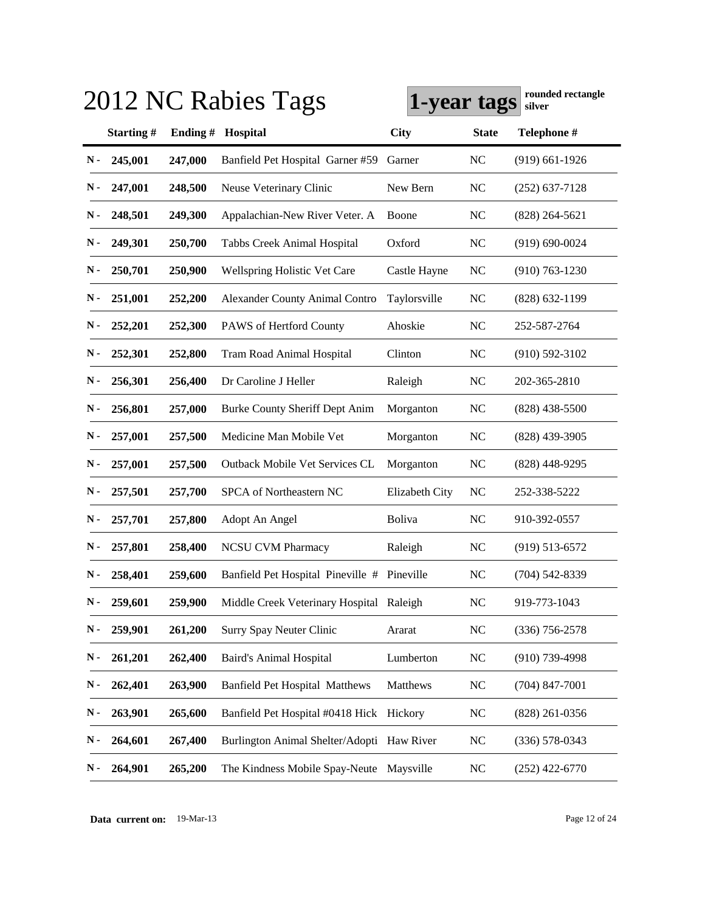# 2012 NC Rabies Tags

**1-year tags** **rounded rectangle silver**

| | Starting # | Ending # | Hospital | City | State | Telephone # |
|---|---|---|---|---|---|---|
| N - | 245,001 | 247,000 | Banfield Pet Hospital Garner #59 | Garner | NC | (919) 661-1926 |
| N - | 247,001 | 248,500 | Neuse Veterinary Clinic | New Bern | NC | (252) 637-7128 |
| N - | 248,501 | 249,300 | Appalachian-New River Veter. A | Boone | NC | (828) 264-5621 |
| N - | 249,301 | 250,700 | Tabbs Creek Animal Hospital | Oxford | NC | (919) 690-0024 |
| N - | 250,701 | 250,900 | Wellspring Holistic Vet Care | Castle Hayne | NC | (910) 763-1230 |
| N - | 251,001 | 252,200 | Alexander County Animal Contro | Taylorsville | NC | (828) 632-1199 |
| N - | 252,201 | 252,300 | PAWS of Hertford County | Ahoskie | NC | 252-587-2764 |
| N - | 252,301 | 252,800 | Tram Road Animal Hospital | Clinton | NC | (910) 592-3102 |
| N - | 256,301 | 256,400 | Dr Caroline J Heller | Raleigh | NC | 202-365-2810 |
| N - | 256,801 | 257,000 | Burke County Sheriff Dept Anim | Morganton | NC | (828) 438-5500 |
| N - | 257,001 | 257,500 | Medicine Man Mobile Vet | Morganton | NC | (828) 439-3905 |
| N - | 257,001 | 257,500 | Outback Mobile Vet Services CL | Morganton | NC | (828) 448-9295 |
| N - | 257,501 | 257,700 | SPCA of Northeastern NC | Elizabeth City | NC | 252-338-5222 |
| N - | 257,701 | 257,800 | Adopt An Angel | Boliva | NC | 910-392-0557 |
| N - | 257,801 | 258,400 | NCSU CVM Pharmacy | Raleigh | NC | (919) 513-6572 |
| N - | 258,401 | 259,600 | Banfield Pet Hospital Pineville # | Pineville | NC | (704) 542-8339 |
| N - | 259,601 | 259,900 | Middle Creek Veterinary Hospital | Raleigh | NC | 919-773-1043 |
| N - | 259,901 | 261,200 | Surry Spay Neuter Clinic | Ararat | NC | (336) 756-2578 |
| N - | 261,201 | 262,400 | Baird's Animal Hospital | Lumberton | NC | (910) 739-4998 |
| N - | 262,401 | 263,900 | Banfield Pet Hospital Matthews | Matthews | NC | (704) 847-7001 |
| N - | 263,901 | 265,600 | Banfield Pet Hospital #0418 Hick | Hickory | NC | (828) 261-0356 |
| N - | 264,601 | 267,400 | Burlington Animal Shelter/Adopti | Haw River | NC | (336) 578-0343 |
| N - | 264,901 | 265,200 | The Kindness Mobile Spay-Neute | Maysville | NC | (252) 422-6770 |

**Data current on:** 19-Mar-13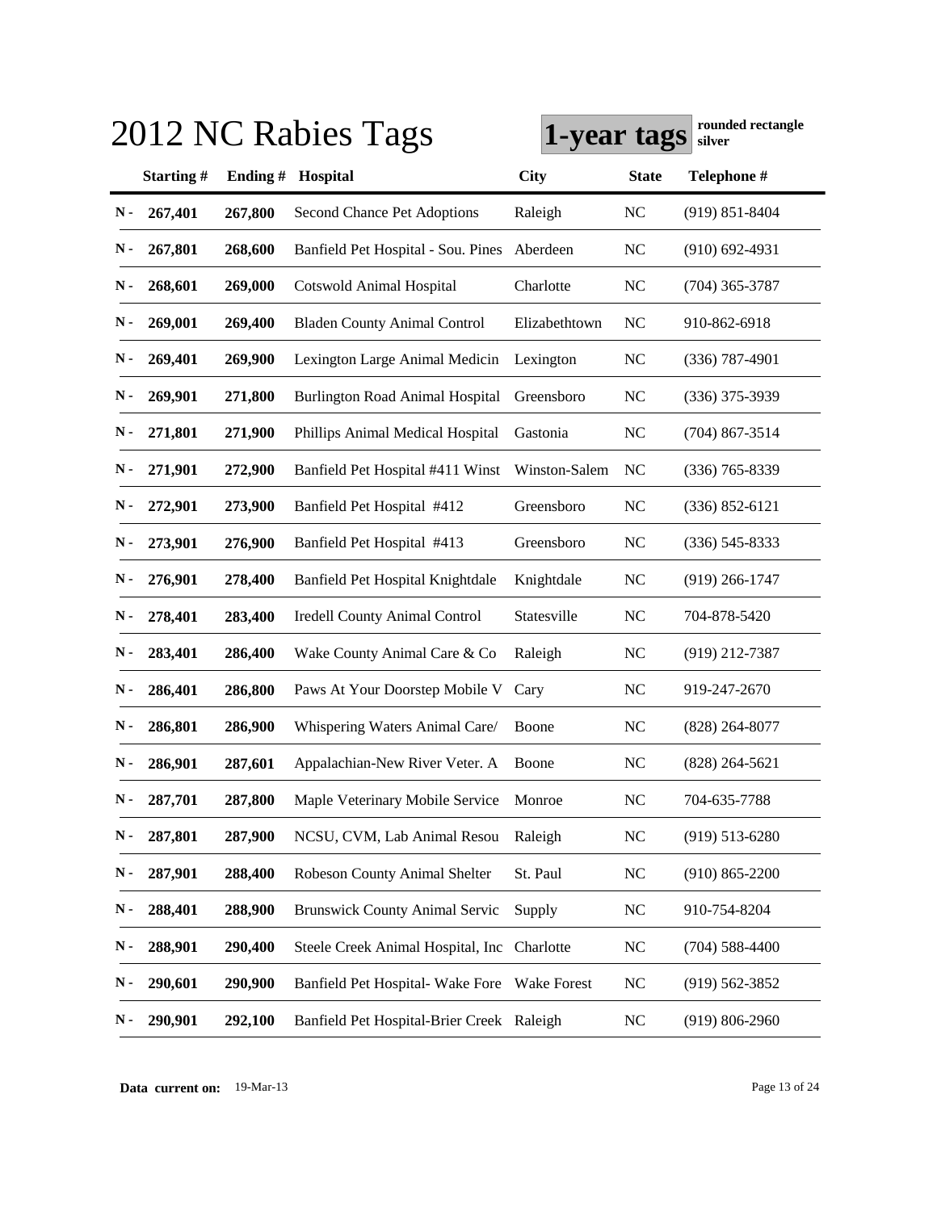# 2012 NC Rabies Tags

**1-year tags** **rounded rectangle silver**

| | Starting # | Ending # | Hospital | City | State | Telephone # |
|---|---|---|---|---|---|---|
| N - | 267,401 | 267,800 | Second Chance Pet Adoptions | Raleigh | NC | (919) 851-8404 |
| N - | 267,801 | 268,600 | Banfield Pet Hospital - Sou. Pines | Aberdeen | NC | (910) 692-4931 |
| N - | 268,601 | 269,000 | Cotswold Animal Hospital | Charlotte | NC | (704) 365-3787 |
| N - | 269,001 | 269,400 | Bladen County Animal Control | Elizabethtown | NC | 910-862-6918 |
| N - | 269,401 | 269,900 | Lexington Large Animal Medicin | Lexington | NC | (336) 787-4901 |
| N - | 269,901 | 271,800 | Burlington Road Animal Hospital | Greensboro | NC | (336) 375-3939 |
| N - | 271,801 | 271,900 | Phillips Animal Medical Hospital | Gastonia | NC | (704) 867-3514 |
| N - | 271,901 | 272,900 | Banfield Pet Hospital #411 Winst | Winston-Salem | NC | (336) 765-8339 |
| N - | 272,901 | 273,900 | Banfield Pet Hospital #412 | Greensboro | NC | (336) 852-6121 |
| N - | 273,901 | 276,900 | Banfield Pet Hospital #413 | Greensboro | NC | (336) 545-8333 |
| N - | 276,901 | 278,400 | Banfield Pet Hospital Knightdale | Knightdale | NC | (919) 266-1747 |
| N - | 278,401 | 283,400 | Iredell County Animal Control | Statesville | NC | 704-878-5420 |
| N - | 283,401 | 286,400 | Wake County Animal Care & Co | Raleigh | NC | (919) 212-7387 |
| N - | 286,401 | 286,800 | Paws At Your Doorstep Mobile V | Cary | NC | 919-247-2670 |
| N - | 286,801 | 286,900 | Whispering Waters Animal Care/ | Boone | NC | (828) 264-8077 |
| N - | 286,901 | 287,601 | Appalachian-New River Veter. A | Boone | NC | (828) 264-5621 |
| N - | 287,701 | 287,800 | Maple Veterinary Mobile Service | Monroe | NC | 704-635-7788 |
| N - | 287,801 | 287,900 | NCSU, CVM, Lab Animal Resou | Raleigh | NC | (919) 513-6280 |
| N - | 287,901 | 288,400 | Robeson County Animal Shelter | St. Paul | NC | (910) 865-2200 |
| N - | 288,401 | 288,900 | Brunswick County Animal Servic | Supply | NC | 910-754-8204 |
| N - | 288,901 | 290,400 | Steele Creek Animal Hospital, Inc | Charlotte | NC | (704) 588-4400 |
| N - | 290,601 | 290,900 | Banfield Pet Hospital- Wake Fore | Wake Forest | NC | (919) 562-3852 |
| N - | 290,901 | 292,100 | Banfield Pet Hospital-Brier Creek | Raleigh | NC | (919) 806-2960 |

**Data current on:** 19-Mar-13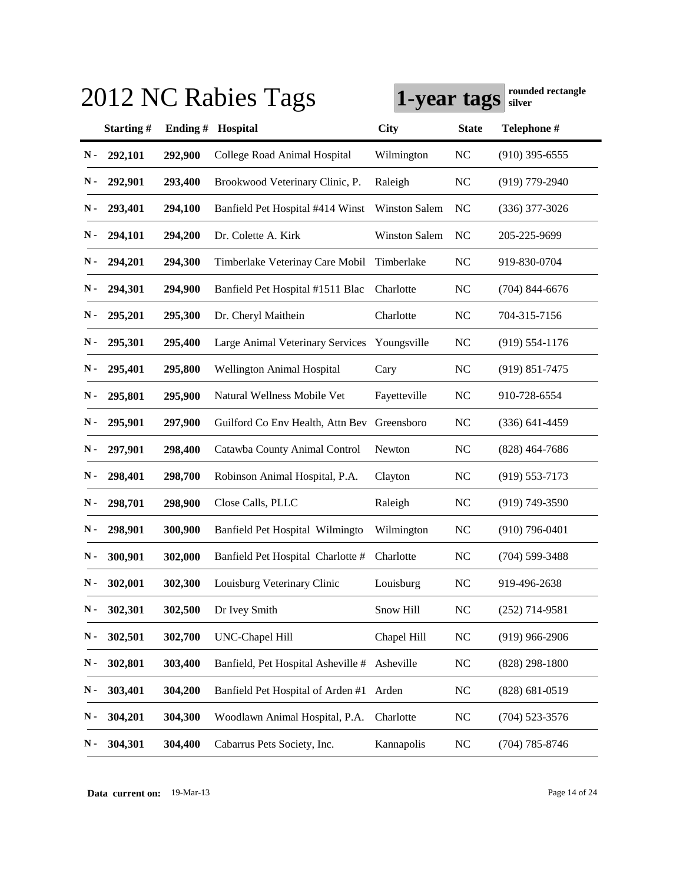# 2012 NC Rabies Tags

**1-year tags** **rounded rectangle silver**

| | Starting # | Ending # | Hospital | City | State | Telephone # |
|---|---|---|---|---|---|---|
| N - | 292,101 | 292,900 | College Road Animal Hospital | Wilmington | NC | (910) 395-6555 |
| N - | 292,901 | 293,400 | Brookwood Veterinary Clinic, P. | Raleigh | NC | (919) 779-2940 |
| N - | 293,401 | 294,100 | Banfield Pet Hospital #414 Winst | Winston Salem | NC | (336) 377-3026 |
| N - | 294,101 | 294,200 | Dr. Colette A. Kirk | Winston Salem | NC | 205-225-9699 |
| N - | 294,201 | 294,300 | Timberlake Veterinay Care Mobil | Timberlake | NC | 919-830-0704 |
| N - | 294,301 | 294,900 | Banfield Pet Hospital #1511 Blac | Charlotte | NC | (704) 844-6676 |
| N - | 295,201 | 295,300 | Dr. Cheryl Maithein | Charlotte | NC | 704-315-7156 |
| N - | 295,301 | 295,400 | Large Animal Veterinary Services | Youngsville | NC | (919) 554-1176 |
| N - | 295,401 | 295,800 | Wellington Animal Hospital | Cary | NC | (919) 851-7475 |
| N - | 295,801 | 295,900 | Natural Wellness Mobile Vet | Fayetteville | NC | 910-728-6554 |
| N - | 295,901 | 297,900 | Guilford Co Env Health, Attn Bev | Greensboro | NC | (336) 641-4459 |
| N - | 297,901 | 298,400 | Catawba County Animal Control | Newton | NC | (828) 464-7686 |
| N - | 298,401 | 298,700 | Robinson Animal Hospital, P.A. | Clayton | NC | (919) 553-7173 |
| N - | 298,701 | 298,900 | Close Calls, PLLC | Raleigh | NC | (919) 749-3590 |
| N - | 298,901 | 300,900 | Banfield Pet Hospital Wilmingto | Wilmington | NC | (910) 796-0401 |
| N - | 300,901 | 302,000 | Banfield Pet Hospital Charlotte # | Charlotte | NC | (704) 599-3488 |
| N - | 302,001 | 302,300 | Louisburg Veterinary Clinic | Louisburg | NC | 919-496-2638 |
| N - | 302,301 | 302,500 | Dr Ivey Smith | Snow Hill | NC | (252) 714-9581 |
| N - | 302,501 | 302,700 | UNC-Chapel Hill | Chapel Hill | NC | (919) 966-2906 |
| N - | 302,801 | 303,400 | Banfield, Pet Hospital Asheville # | Asheville | NC | (828) 298-1800 |
| N - | 303,401 | 304,200 | Banfield Pet Hospital of Arden #1 | Arden | NC | (828) 681-0519 |
| N - | 304,201 | 304,300 | Woodlawn Animal Hospital, P.A. | Charlotte | NC | (704) 523-3576 |
| N - | 304,301 | 304,400 | Cabarrus Pets Society, Inc. | Kannapolis | NC | (704) 785-8746 |

**Data current on:** 19-Mar-13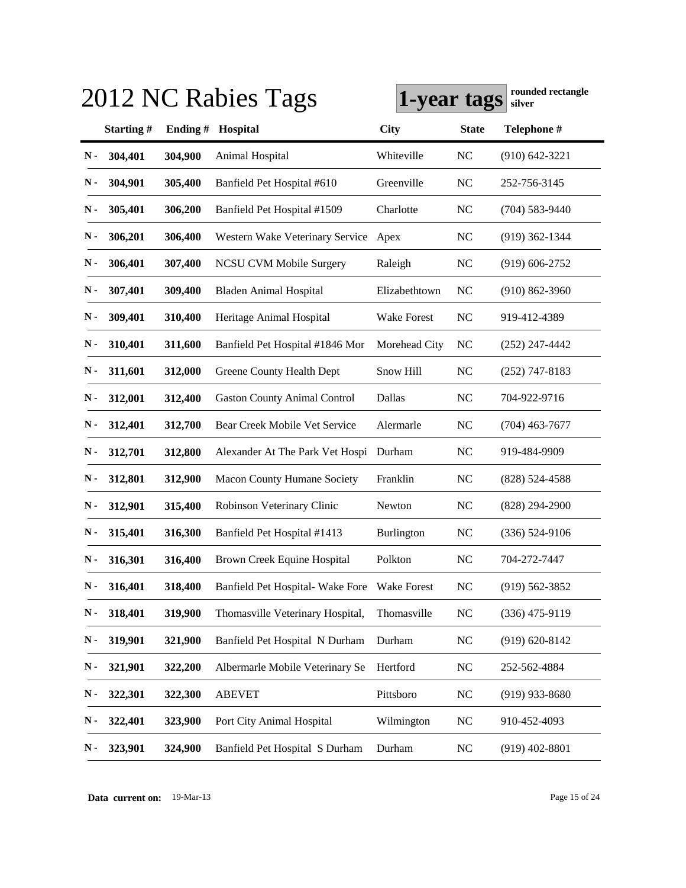# 2012 NC Rabies Tags

**1-year tags** **rounded rectangle silver**

| | Starting # | Ending # | Hospital | City | State | Telephone # |
|---|---|---|---|---|---|---|
| N - | 304,401 | 304,900 | Animal Hospital | Whiteville | NC | (910) 642-3221 |
| N - | 304,901 | 305,400 | Banfield Pet Hospital #610 | Greenville | NC | 252-756-3145 |
| N - | 305,401 | 306,200 | Banfield Pet Hospital #1509 | Charlotte | NC | (704) 583-9440 |
| N - | 306,201 | 306,400 | Western Wake Veterinary Service | Apex | NC | (919) 362-1344 |
| N - | 306,401 | 307,400 | NCSU CVM Mobile Surgery | Raleigh | NC | (919) 606-2752 |
| N - | 307,401 | 309,400 | Bladen Animal Hospital | Elizabethtown | NC | (910) 862-3960 |
| N - | 309,401 | 310,400 | Heritage Animal Hospital | Wake Forest | NC | 919-412-4389 |
| N - | 310,401 | 311,600 | Banfield Pet Hospital #1846 Mor | Morehead City | NC | (252) 247-4442 |
| N - | 311,601 | 312,000 | Greene County Health Dept | Snow Hill | NC | (252) 747-8183 |
| N - | 312,001 | 312,400 | Gaston County Animal Control | Dallas | NC | 704-922-9716 |
| N - | 312,401 | 312,700 | Bear Creek Mobile Vet Service | Alermarle | NC | (704) 463-7677 |
| N - | 312,701 | 312,800 | Alexander At The Park Vet Hospi | Durham | NC | 919-484-9909 |
| N - | 312,801 | 312,900 | Macon County Humane Society | Franklin | NC | (828) 524-4588 |
| N - | 312,901 | 315,400 | Robinson Veterinary Clinic | Newton | NC | (828) 294-2900 |
| N - | 315,401 | 316,300 | Banfield Pet Hospital #1413 | Burlington | NC | (336) 524-9106 |
| N - | 316,301 | 316,400 | Brown Creek Equine Hospital | Polkton | NC | 704-272-7447 |
| N - | 316,401 | 318,400 | Banfield Pet Hospital- Wake Fore | Wake Forest | NC | (919) 562-3852 |
| N - | 318,401 | 319,900 | Thomasville Veterinary Hospital, | Thomasville | NC | (336) 475-9119 |
| N - | 319,901 | 321,900 | Banfield Pet Hospital N Durham | Durham | NC | (919) 620-8142 |
| N - | 321,901 | 322,200 | Albermarle Mobile Veterinary Se | Hertford | NC | 252-562-4884 |
| N - | 322,301 | 322,300 | ABEVET | Pittsboro | NC | (919) 933-8680 |
| N - | 322,401 | 323,900 | Port City Animal Hospital | Wilmington | NC | 910-452-4093 |
| N - | 323,901 | 324,900 | Banfield Pet Hospital S Durham | Durham | NC | (919) 402-8801 |

**Data current on:** 19-Mar-13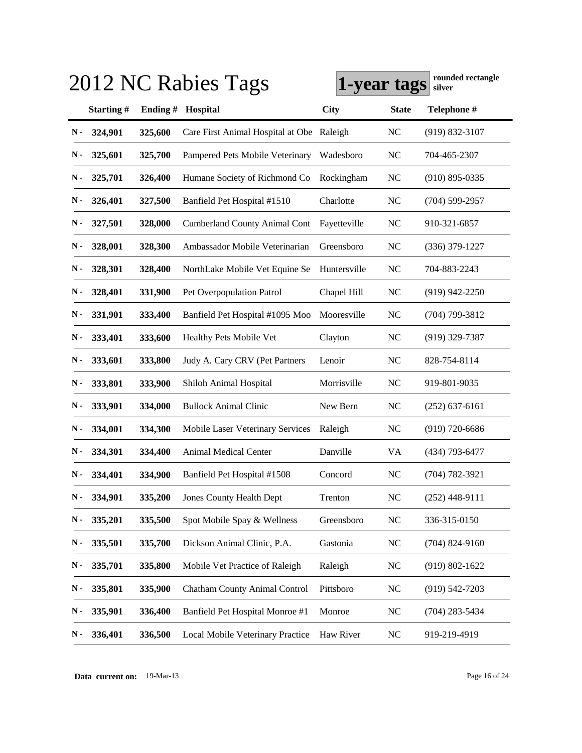# 2012 NC Rabies Tags

**1-year tags** **rounded rectangle silver**

| | Starting # | Ending # | Hospital | City | State | Telephone # |
|---|---|---|---|---|---|---|
| N - | 324,901 | 325,600 | Care First Animal Hospital at Obe | Raleigh | NC | (919) 832-3107 |
| N - | 325,601 | 325,700 | Pampered Pets Mobile Veterinary | Wadesboro | NC | 704-465-2307 |
| N - | 325,701 | 326,400 | Humane Society of Richmond Co | Rockingham | NC | (910) 895-0335 |
| N - | 326,401 | 327,500 | Banfield Pet Hospital #1510 | Charlotte | NC | (704) 599-2957 |
| N - | 327,501 | 328,000 | Cumberland County Animal Cont | Fayetteville | NC | 910-321-6857 |
| N - | 328,001 | 328,300 | Ambassador Mobile Veterinarian | Greensboro | NC | (336) 379-1227 |
| N - | 328,301 | 328,400 | NorthLake Mobile Vet Equine Se | Huntersville | NC | 704-883-2243 |
| N - | 328,401 | 331,900 | Pet Overpopulation Patrol | Chapel Hill | NC | (919) 942-2250 |
| N - | 331,901 | 333,400 | Banfield Pet Hospital #1095 Moo | Mooresville | NC | (704) 799-3812 |
| N - | 333,401 | 333,600 | Healthy Pets Mobile Vet | Clayton | NC | (919) 329-7387 |
| N - | 333,601 | 333,800 | Judy A. Cary CRV (Pet Partners | Lenoir | NC | 828-754-8114 |
| N - | 333,801 | 333,900 | Shiloh Animal Hospital | Morrisville | NC | 919-801-9035 |
| N - | 333,901 | 334,000 | Bullock Animal Clinic | New Bern | NC | (252) 637-6161 |
| N - | 334,001 | 334,300 | Mobile Laser Veterinary Services | Raleigh | NC | (919) 720-6686 |
| N - | 334,301 | 334,400 | Animal Medical Center | Danville | VA | (434) 793-6477 |
| N - | 334,401 | 334,900 | Banfield Pet Hospital #1508 | Concord | NC | (704) 782-3921 |
| N - | 334,901 | 335,200 | Jones County Health Dept | Trenton | NC | (252) 448-9111 |
| N - | 335,201 | 335,500 | Spot Mobile Spay & Wellness | Greensboro | NC | 336-315-0150 |
| N - | 335,501 | 335,700 | Dickson Animal Clinic, P.A. | Gastonia | NC | (704) 824-9160 |
| N - | 335,701 | 335,800 | Mobile Vet Practice of Raleigh | Raleigh | NC | (919) 802-1622 |
| N - | 335,801 | 335,900 | Chatham County Animal Control | Pittsboro | NC | (919) 542-7203 |
| N - | 335,901 | 336,400 | Banfield Pet Hospital Monroe #1 | Monroe | NC | (704) 283-5434 |
| N - | 336,401 | 336,500 | Local Mobile Veterinary Practice | Haw River | NC | 919-219-4919 |

**Data current on:** 19-Mar-13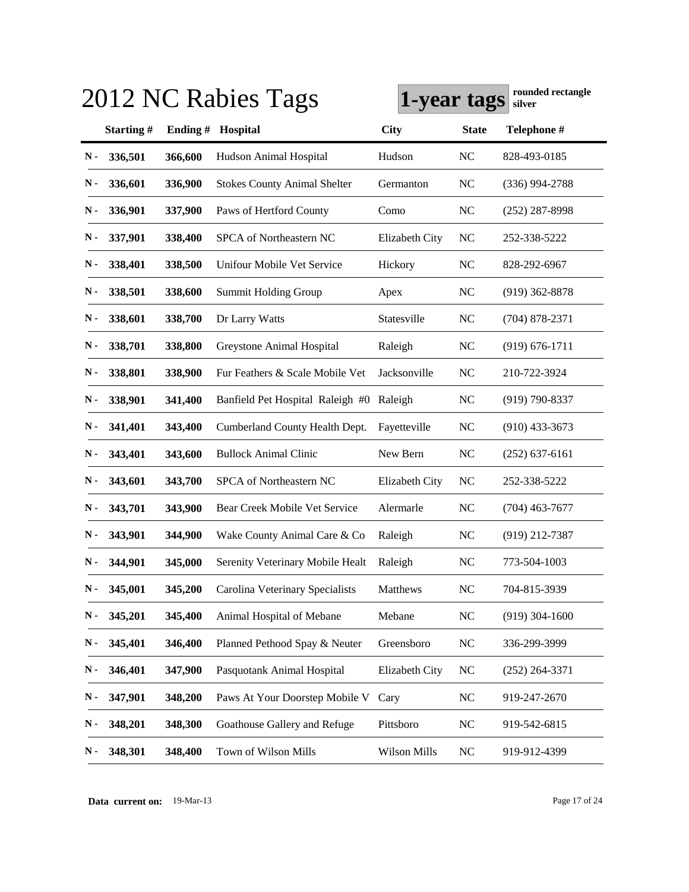# 2012 NC Rabies Tags

**1-year tags** **rounded rectangle silver**

| | Starting # | Ending # | Hospital | City | State | Telephone # |
|---|---|---|---|---|---|---|
| N - | 336,501 | 366,600 | Hudson Animal Hospital | Hudson | NC | 828-493-0185 |
| N - | 336,601 | 336,900 | Stokes County Animal Shelter | Germanton | NC | (336) 994-2788 |
| N - | 336,901 | 337,900 | Paws of Hertford County | Como | NC | (252) 287-8998 |
| N - | 337,901 | 338,400 | SPCA of Northeastern NC | Elizabeth City | NC | 252-338-5222 |
| N - | 338,401 | 338,500 | Unifour Mobile Vet Service | Hickory | NC | 828-292-6967 |
| N - | 338,501 | 338,600 | Summit Holding Group | Apex | NC | (919) 362-8878 |
| N - | 338,601 | 338,700 | Dr Larry Watts | Statesville | NC | (704) 878-2371 |
| N - | 338,701 | 338,800 | Greystone Animal Hospital | Raleigh | NC | (919) 676-1711 |
| N - | 338,801 | 338,900 | Fur Feathers & Scale Mobile Vet | Jacksonville | NC | 210-722-3924 |
| N - | 338,901 | 341,400 | Banfield Pet Hospital Raleigh #0 | Raleigh | NC | (919) 790-8337 |
| N - | 341,401 | 343,400 | Cumberland County Health Dept. | Fayetteville | NC | (910) 433-3673 |
| N - | 343,401 | 343,600 | Bullock Animal Clinic | New Bern | NC | (252) 637-6161 |
| N - | 343,601 | 343,700 | SPCA of Northeastern NC | Elizabeth City | NC | 252-338-5222 |
| N - | 343,701 | 343,900 | Bear Creek Mobile Vet Service | Alermarle | NC | (704) 463-7677 |
| N - | 343,901 | 344,900 | Wake County Animal Care & Co | Raleigh | NC | (919) 212-7387 |
| N - | 344,901 | 345,000 | Serenity Veterinary Mobile Healt | Raleigh | NC | 773-504-1003 |
| N - | 345,001 | 345,200 | Carolina Veterinary Specialists | Matthews | NC | 704-815-3939 |
| N - | 345,201 | 345,400 | Animal Hospital of Mebane | Mebane | NC | (919) 304-1600 |
| N - | 345,401 | 346,400 | Planned Pethood Spay & Neuter | Greensboro | NC | 336-299-3999 |
| N - | 346,401 | 347,900 | Pasquotank Animal Hospital | Elizabeth City | NC | (252) 264-3371 |
| N - | 347,901 | 348,200 | Paws At Your Doorstep Mobile V | Cary | NC | 919-247-2670 |
| N - | 348,201 | 348,300 | Goathouse Gallery and Refuge | Pittsboro | NC | 919-542-6815 |
| N - | 348,301 | 348,400 | Town of Wilson Mills | Wilson Mills | NC | 919-912-4399 |

**Data current on:** 19-Mar-13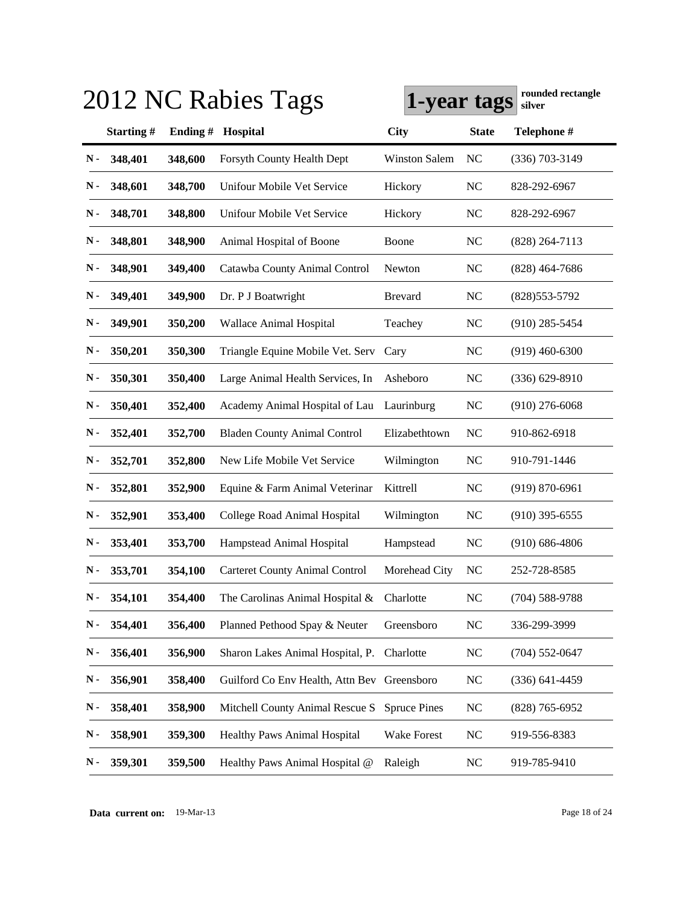# 2012 NC Rabies Tags

**1-year tags** rounded rectangle silver

| | Starting # | Ending # | Hospital | City | State | Telephone # |
|---|---|---|---|---|---|---|
| N - | 348,401 | 348,600 | Forsyth County Health Dept | Winston Salem | NC | (336) 703-3149 |
| N - | 348,601 | 348,700 | Unifour Mobile Vet Service | Hickory | NC | 828-292-6967 |
| N - | 348,701 | 348,800 | Unifour Mobile Vet Service | Hickory | NC | 828-292-6967 |
| N - | 348,801 | 348,900 | Animal Hospital of Boone | Boone | NC | (828) 264-7113 |
| N - | 348,901 | 349,400 | Catawba County Animal Control | Newton | NC | (828) 464-7686 |
| N - | 349,401 | 349,900 | Dr. P J Boatwright | Brevard | NC | (828)553-5792 |
| N - | 349,901 | 350,200 | Wallace Animal Hospital | Teachey | NC | (910) 285-5454 |
| N - | 350,201 | 350,300 | Triangle Equine Mobile Vet. Serv | Cary | NC | (919) 460-6300 |
| N - | 350,301 | 350,400 | Large Animal Health Services, In | Asheboro | NC | (336) 629-8910 |
| N - | 350,401 | 352,400 | Academy Animal Hospital of Lau | Laurinburg | NC | (910) 276-6068 |
| N - | 352,401 | 352,700 | Bladen County Animal Control | Elizabethtown | NC | 910-862-6918 |
| N - | 352,701 | 352,800 | New Life Mobile Vet Service | Wilmington | NC | 910-791-1446 |
| N - | 352,801 | 352,900 | Equine & Farm Animal Veterinar | Kittrell | NC | (919) 870-6961 |
| N - | 352,901 | 353,400 | College Road Animal Hospital | Wilmington | NC | (910) 395-6555 |
| N - | 353,401 | 353,700 | Hampstead Animal Hospital | Hampstead | NC | (910) 686-4806 |
| N - | 353,701 | 354,100 | Carteret County Animal Control | Morehead City | NC | 252-728-8585 |
| N - | 354,101 | 354,400 | The Carolinas Animal Hospital & | Charlotte | NC | (704) 588-9788 |
| N - | 354,401 | 356,400 | Planned Pethood Spay & Neuter | Greensboro | NC | 336-299-3999 |
| N - | 356,401 | 356,900 | Sharon Lakes Animal Hospital, P. | Charlotte | NC | (704) 552-0647 |
| N - | 356,901 | 358,400 | Guilford Co Env Health, Attn Bev | Greensboro | NC | (336) 641-4459 |
| N - | 358,401 | 358,900 | Mitchell County Animal Rescue S | Spruce Pines | NC | (828) 765-6952 |
| N - | 358,901 | 359,300 | Healthy Paws Animal Hospital | Wake Forest | NC | 919-556-8383 |
| N - | 359,301 | 359,500 | Healthy Paws Animal Hospital @ | Raleigh | NC | 919-785-9410 |

**Data current on:** 19-Mar-13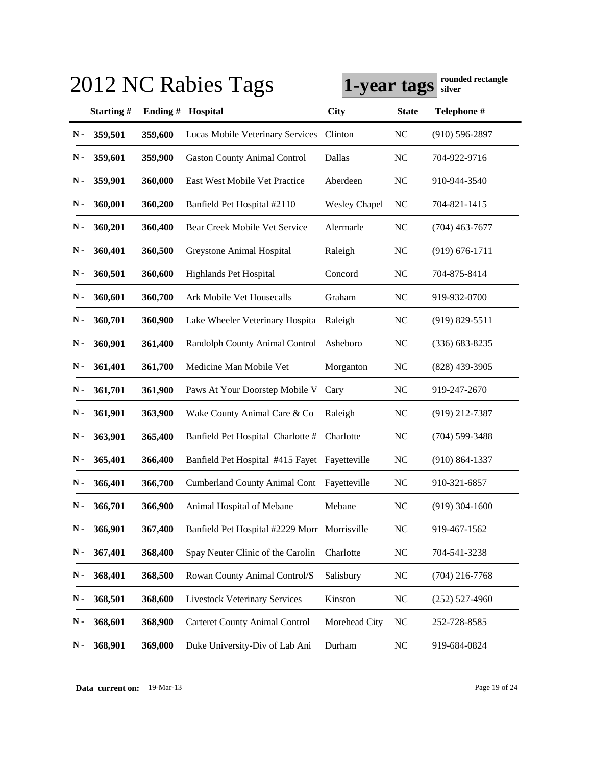# 2012 NC Rabies Tags

**1-year tags** **rounded rectangle silver**

| | Starting # | Ending # | Hospital | City | State | Telephone # |
|---|---|---|---|---|---|---|
| N - | 359,501 | 359,600 | Lucas Mobile Veterinary Services | Clinton | NC | (910) 596-2897 |
| N - | 359,601 | 359,900 | Gaston County Animal Control | Dallas | NC | 704-922-9716 |
| N - | 359,901 | 360,000 | East West Mobile Vet Practice | Aberdeen | NC | 910-944-3540 |
| N - | 360,001 | 360,200 | Banfield Pet Hospital #2110 | Wesley Chapel | NC | 704-821-1415 |
| N - | 360,201 | 360,400 | Bear Creek Mobile Vet Service | Alermarle | NC | (704) 463-7677 |
| N - | 360,401 | 360,500 | Greystone Animal Hospital | Raleigh | NC | (919) 676-1711 |
| N - | 360,501 | 360,600 | Highlands Pet Hospital | Concord | NC | 704-875-8414 |
| N - | 360,601 | 360,700 | Ark Mobile Vet Housecalls | Graham | NC | 919-932-0700 |
| N - | 360,701 | 360,900 | Lake Wheeler Veterinary Hospita | Raleigh | NC | (919) 829-5511 |
| N - | 360,901 | 361,400 | Randolph County Animal Control | Asheboro | NC | (336) 683-8235 |
| N - | 361,401 | 361,700 | Medicine Man Mobile Vet | Morganton | NC | (828) 439-3905 |
| N - | 361,701 | 361,900 | Paws At Your Doorstep Mobile V | Cary | NC | 919-247-2670 |
| N - | 361,901 | 363,900 | Wake County Animal Care & Co | Raleigh | NC | (919) 212-7387 |
| N - | 363,901 | 365,400 | Banfield Pet Hospital Charlotte # | Charlotte | NC | (704) 599-3488 |
| N - | 365,401 | 366,400 | Banfield Pet Hospital #415 Fayet | Fayetteville | NC | (910) 864-1337 |
| N - | 366,401 | 366,700 | Cumberland County Animal Cont | Fayetteville | NC | 910-321-6857 |
| N - | 366,701 | 366,900 | Animal Hospital of Mebane | Mebane | NC | (919) 304-1600 |
| N - | 366,901 | 367,400 | Banfield Pet Hospital #2229 Morr | Morrisville | NC | 919-467-1562 |
| N - | 367,401 | 368,400 | Spay Neuter Clinic of the Carolin | Charlotte | NC | 704-541-3238 |
| N - | 368,401 | 368,500 | Rowan County Animal Control/S | Salisbury | NC | (704) 216-7768 |
| N - | 368,501 | 368,600 | Livestock Veterinary Services | Kinston | NC | (252) 527-4960 |
| N - | 368,601 | 368,900 | Carteret County Animal Control | Morehead City | NC | 252-728-8585 |
| N - | 368,901 | 369,000 | Duke University-Div of Lab Ani | Durham | NC | 919-684-0824 |

**Data current on:** 19-Mar-13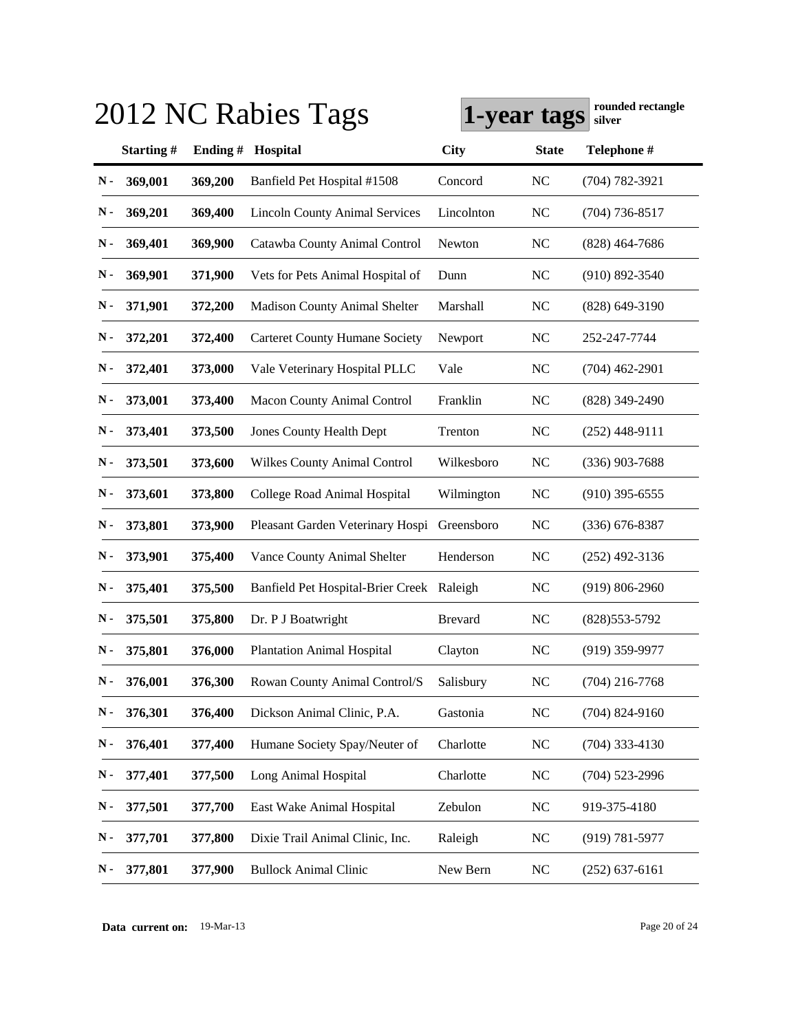# 2012 NC Rabies Tags

**1-year tags** **rounded rectangle silver**

| | Starting # | Ending # | Hospital | City | State | Telephone # |
|---|---|---|---|---|---|---|
| N - | 369,001 | 369,200 | Banfield Pet Hospital #1508 | Concord | NC | (704) 782-3921 |
| N - | 369,201 | 369,400 | Lincoln County Animal Services | Lincolnton | NC | (704) 736-8517 |
| N - | 369,401 | 369,900 | Catawba County Animal Control | Newton | NC | (828) 464-7686 |
| N - | 369,901 | 371,900 | Vets for Pets Animal Hospital of | Dunn | NC | (910) 892-3540 |
| N - | 371,901 | 372,200 | Madison County Animal Shelter | Marshall | NC | (828) 649-3190 |
| N - | 372,201 | 372,400 | Carteret County Humane Society | Newport | NC | 252-247-7744 |
| N - | 372,401 | 373,000 | Vale Veterinary Hospital PLLC | Vale | NC | (704) 462-2901 |
| N - | 373,001 | 373,400 | Macon County Animal Control | Franklin | NC | (828) 349-2490 |
| N - | 373,401 | 373,500 | Jones County Health Dept | Trenton | NC | (252) 448-9111 |
| N - | 373,501 | 373,600 | Wilkes County Animal Control | Wilkesboro | NC | (336) 903-7688 |
| N - | 373,601 | 373,800 | College Road Animal Hospital | Wilmington | NC | (910) 395-6555 |
| N - | 373,801 | 373,900 | Pleasant Garden Veterinary Hospi | Greensboro | NC | (336) 676-8387 |
| N - | 373,901 | 375,400 | Vance County Animal Shelter | Henderson | NC | (252) 492-3136 |
| N - | 375,401 | 375,500 | Banfield Pet Hospital-Brier Creek | Raleigh | NC | (919) 806-2960 |
| N - | 375,501 | 375,800 | Dr. P J Boatwright | Brevard | NC | (828)553-5792 |
| N - | 375,801 | 376,000 | Plantation Animal Hospital | Clayton | NC | (919) 359-9977 |
| N - | 376,001 | 376,300 | Rowan County Animal Control/S | Salisbury | NC | (704) 216-7768 |
| N - | 376,301 | 376,400 | Dickson Animal Clinic, P.A. | Gastonia | NC | (704) 824-9160 |
| N - | 376,401 | 377,400 | Humane Society Spay/Neuter of | Charlotte | NC | (704) 333-4130 |
| N - | 377,401 | 377,500 | Long Animal Hospital | Charlotte | NC | (704) 523-2996 |
| N - | 377,501 | 377,700 | East Wake Animal Hospital | Zebulon | NC | 919-375-4180 |
| N - | 377,701 | 377,800 | Dixie Trail Animal Clinic, Inc. | Raleigh | NC | (919) 781-5977 |
| N - | 377,801 | 377,900 | Bullock Animal Clinic | New Bern | NC | (252) 637-6161 |

**Data current on:** 19-Mar-13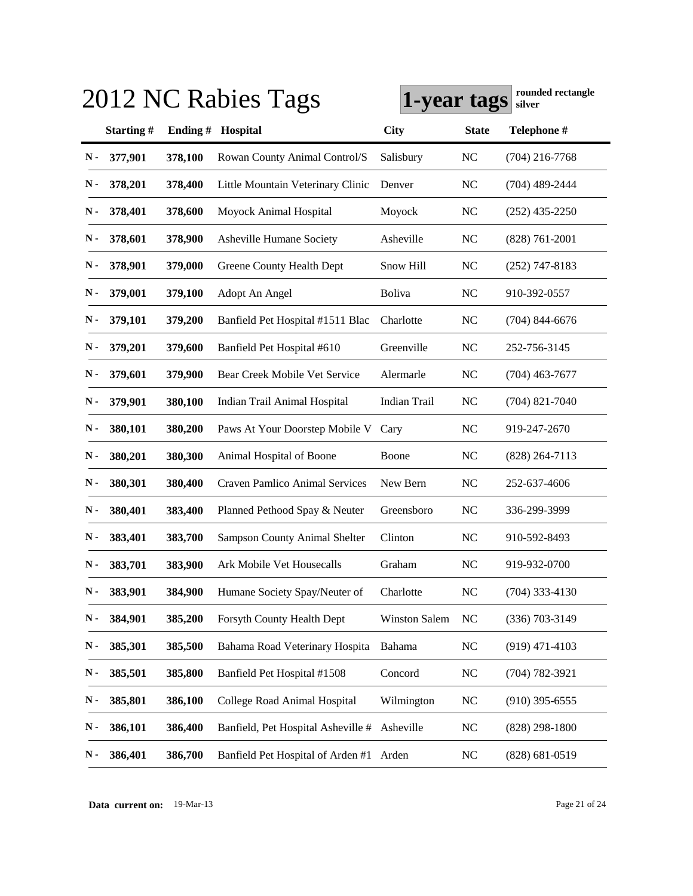# 2012 NC Rabies Tags

**1-year tags** **rounded rectangle silver**

| | Starting # | Ending # | Hospital | City | State | Telephone # |
|---|---|---|---|---|---|---|
| N - | 377,901 | 378,100 | Rowan County Animal Control/S | Salisbury | NC | (704) 216-7768 |
| N - | 378,201 | 378,400 | Little Mountain Veterinary Clinic | Denver | NC | (704) 489-2444 |
| N - | 378,401 | 378,600 | Moyock Animal Hospital | Moyock | NC | (252) 435-2250 |
| N - | 378,601 | 378,900 | Asheville Humane Society | Asheville | NC | (828) 761-2001 |
| N - | 378,901 | 379,000 | Greene County Health Dept | Snow Hill | NC | (252) 747-8183 |
| N - | 379,001 | 379,100 | Adopt An Angel | Boliva | NC | 910-392-0557 |
| N - | 379,101 | 379,200 | Banfield Pet Hospital #1511 Blac | Charlotte | NC | (704) 844-6676 |
| N - | 379,201 | 379,600 | Banfield Pet Hospital #610 | Greenville | NC | 252-756-3145 |
| N - | 379,601 | 379,900 | Bear Creek Mobile Vet Service | Alermarle | NC | (704) 463-7677 |
| N - | 379,901 | 380,100 | Indian Trail Animal Hospital | Indian Trail | NC | (704) 821-7040 |
| N - | 380,101 | 380,200 | Paws At Your Doorstep Mobile V | Cary | NC | 919-247-2670 |
| N - | 380,201 | 380,300 | Animal Hospital of Boone | Boone | NC | (828) 264-7113 |
| N - | 380,301 | 380,400 | Craven Pamlico Animal Services | New Bern | NC | 252-637-4606 |
| N - | 380,401 | 383,400 | Planned Pethood Spay & Neuter | Greensboro | NC | 336-299-3999 |
| N - | 383,401 | 383,700 | Sampson County Animal Shelter | Clinton | NC | 910-592-8493 |
| N - | 383,701 | 383,900 | Ark Mobile Vet Housecalls | Graham | NC | 919-932-0700 |
| N - | 383,901 | 384,900 | Humane Society Spay/Neuter of | Charlotte | NC | (704) 333-4130 |
| N - | 384,901 | 385,200 | Forsyth County Health Dept | Winston Salem | NC | (336) 703-3149 |
| N - | 385,301 | 385,500 | Bahama Road Veterinary Hospita | Bahama | NC | (919) 471-4103 |
| N - | 385,501 | 385,800 | Banfield Pet Hospital #1508 | Concord | NC | (704) 782-3921 |
| N - | 385,801 | 386,100 | College Road Animal Hospital | Wilmington | NC | (910) 395-6555 |
| N - | 386,101 | 386,400 | Banfield, Pet Hospital Asheville # | Asheville | NC | (828) 298-1800 |
| N - | 386,401 | 386,700 | Banfield Pet Hospital of Arden #1 | Arden | NC | (828) 681-0519 |

**Data current on:** 19-Mar-13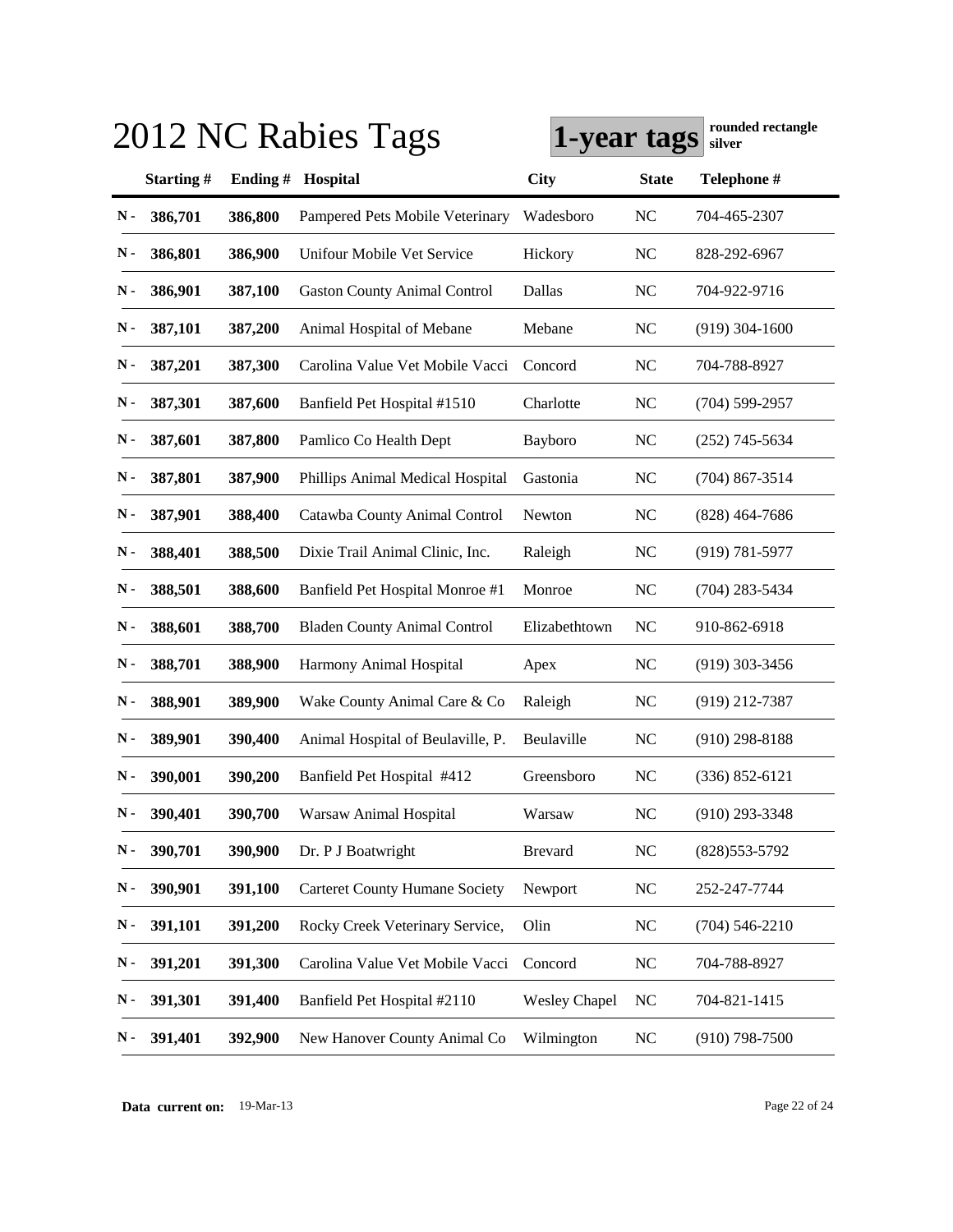# 2012 NC Rabies Tags

**1-year tags** rounded rectangle silver

| | Starting # | Ending # | Hospital | City | State | Telephone # |
|---|---|---|---|---|---|---|
| N - | 386,701 | 386,800 | Pampered Pets Mobile Veterinary | Wadesboro | NC | 704-465-2307 |
| N - | 386,801 | 386,900 | Unifour Mobile Vet Service | Hickory | NC | 828-292-6967 |
| N - | 386,901 | 387,100 | Gaston County Animal Control | Dallas | NC | 704-922-9716 |
| N - | 387,101 | 387,200 | Animal Hospital of Mebane | Mebane | NC | (919) 304-1600 |
| N - | 387,201 | 387,300 | Carolina Value Vet Mobile Vacci | Concord | NC | 704-788-8927 |
| N - | 387,301 | 387,600 | Banfield Pet Hospital #1510 | Charlotte | NC | (704) 599-2957 |
| N - | 387,601 | 387,800 | Pamlico Co Health Dept | Bayboro | NC | (252) 745-5634 |
| N - | 387,801 | 387,900 | Phillips Animal Medical Hospital | Gastonia | NC | (704) 867-3514 |
| N - | 387,901 | 388,400 | Catawba County Animal Control | Newton | NC | (828) 464-7686 |
| N - | 388,401 | 388,500 | Dixie Trail Animal Clinic, Inc. | Raleigh | NC | (919) 781-5977 |
| N - | 388,501 | 388,600 | Banfield Pet Hospital Monroe #1 | Monroe | NC | (704) 283-5434 |
| N - | 388,601 | 388,700 | Bladen County Animal Control | Elizabethtown | NC | 910-862-6918 |
| N - | 388,701 | 388,900 | Harmony Animal Hospital | Apex | NC | (919) 303-3456 |
| N - | 388,901 | 389,900 | Wake County Animal Care & Co | Raleigh | NC | (919) 212-7387 |
| N - | 389,901 | 390,400 | Animal Hospital of Beulaville, P. | Beulaville | NC | (910) 298-8188 |
| N - | 390,001 | 390,200 | Banfield Pet Hospital #412 | Greensboro | NC | (336) 852-6121 |
| N - | 390,401 | 390,700 | Warsaw Animal Hospital | Warsaw | NC | (910) 293-3348 |
| N - | 390,701 | 390,900 | Dr. P J Boatwright | Brevard | NC | (828)553-5792 |
| N - | 390,901 | 391,100 | Carteret County Humane Society | Newport | NC | 252-247-7744 |
| N - | 391,101 | 391,200 | Rocky Creek Veterinary Service, | Olin | NC | (704) 546-2210 |
| N - | 391,201 | 391,300 | Carolina Value Vet Mobile Vacci | Concord | NC | 704-788-8927 |
| N - | 391,301 | 391,400 | Banfield Pet Hospital #2110 | Wesley Chapel | NC | 704-821-1415 |
| N - | 391,401 | 392,900 | New Hanover County Animal Co | Wilmington | NC | (910) 798-7500 |

**Data current on:** 19-Mar-13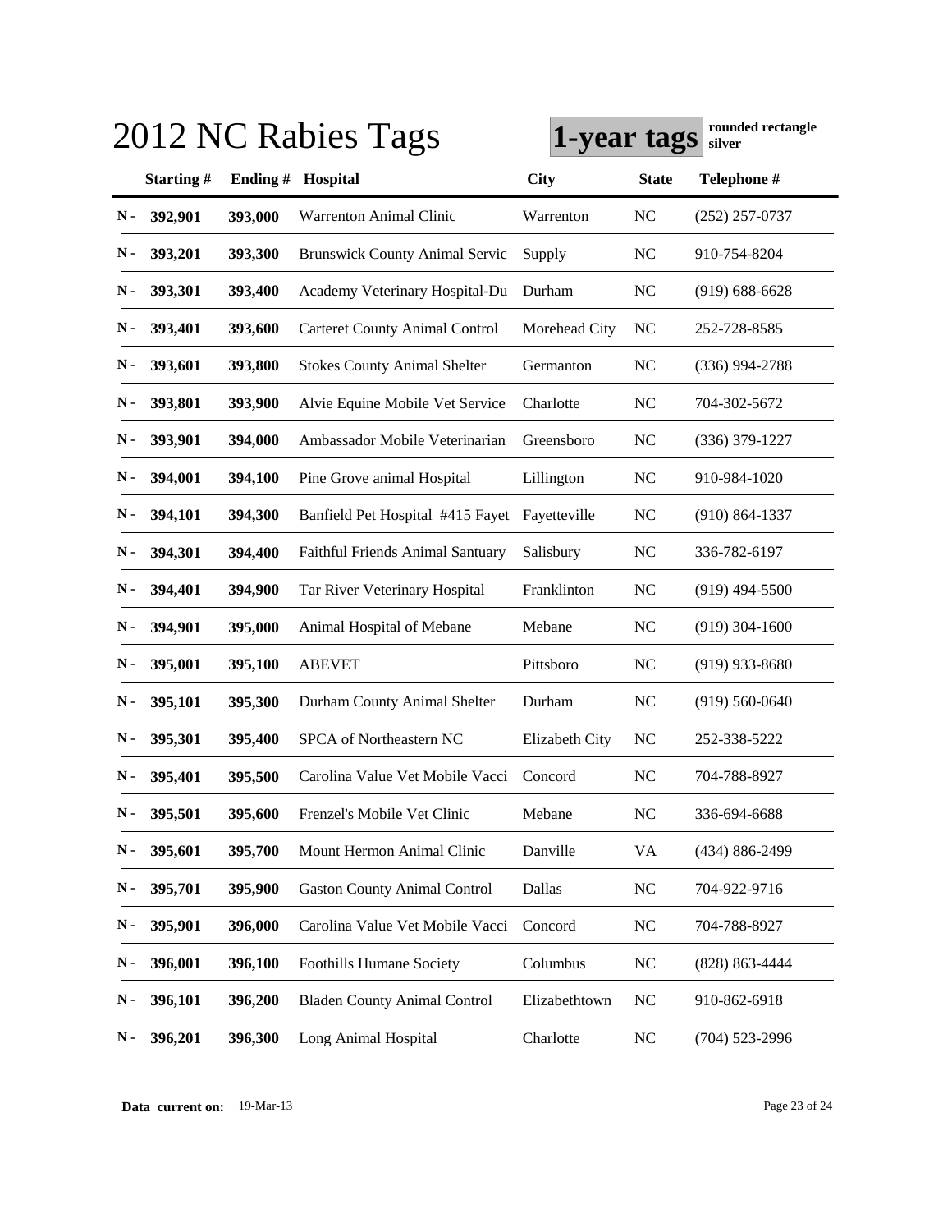# 2012 NC Rabies Tags

**1-year tags** **rounded rectangle silver**

| | Starting # | Ending # | Hospital | City | State | Telephone # |
|---|---|---|---|---|---|---|
| N - | 392,901 | 393,000 | Warrenton Animal Clinic | Warrenton | NC | (252) 257-0737 |
| N - | 393,201 | 393,300 | Brunswick County Animal Servic | Supply | NC | 910-754-8204 |
| N - | 393,301 | 393,400 | Academy Veterinary Hospital-Du | Durham | NC | (919) 688-6628 |
| N - | 393,401 | 393,600 | Carteret County Animal Control | Morehead City | NC | 252-728-8585 |
| N - | 393,601 | 393,800 | Stokes County Animal Shelter | Germanton | NC | (336) 994-2788 |
| N - | 393,801 | 393,900 | Alvie Equine Mobile Vet Service | Charlotte | NC | 704-302-5672 |
| N - | 393,901 | 394,000 | Ambassador Mobile Veterinarian | Greensboro | NC | (336) 379-1227 |
| N - | 394,001 | 394,100 | Pine Grove animal Hospital | Lillington | NC | 910-984-1020 |
| N - | 394,101 | 394,300 | Banfield Pet Hospital #415 Fayet | Fayetteville | NC | (910) 864-1337 |
| N - | 394,301 | 394,400 | Faithful Friends Animal Santuary | Salisbury | NC | 336-782-6197 |
| N - | 394,401 | 394,900 | Tar River Veterinary Hospital | Franklinton | NC | (919) 494-5500 |
| N - | 394,901 | 395,000 | Animal Hospital of Mebane | Mebane | NC | (919) 304-1600 |
| N - | 395,001 | 395,100 | ABEVET | Pittsboro | NC | (919) 933-8680 |
| N - | 395,101 | 395,300 | Durham County Animal Shelter | Durham | NC | (919) 560-0640 |
| N - | 395,301 | 395,400 | SPCA of Northeastern NC | Elizabeth City | NC | 252-338-5222 |
| N - | 395,401 | 395,500 | Carolina Value Vet Mobile Vacci | Concord | NC | 704-788-8927 |
| N - | 395,501 | 395,600 | Frenzel's Mobile Vet Clinic | Mebane | NC | 336-694-6688 |
| N - | 395,601 | 395,700 | Mount Hermon Animal Clinic | Danville | VA | (434) 886-2499 |
| N - | 395,701 | 395,900 | Gaston County Animal Control | Dallas | NC | 704-922-9716 |
| N - | 395,901 | 396,000 | Carolina Value Vet Mobile Vacci | Concord | NC | 704-788-8927 |
| N - | 396,001 | 396,100 | Foothills Humane Society | Columbus | NC | (828) 863-4444 |
| N - | 396,101 | 396,200 | Bladen County Animal Control | Elizabethtown | NC | 910-862-6918 |
| N - | 396,201 | 396,300 | Long Animal Hospital | Charlotte | NC | (704) 523-2996 |

**Data current on:** 19-Mar-13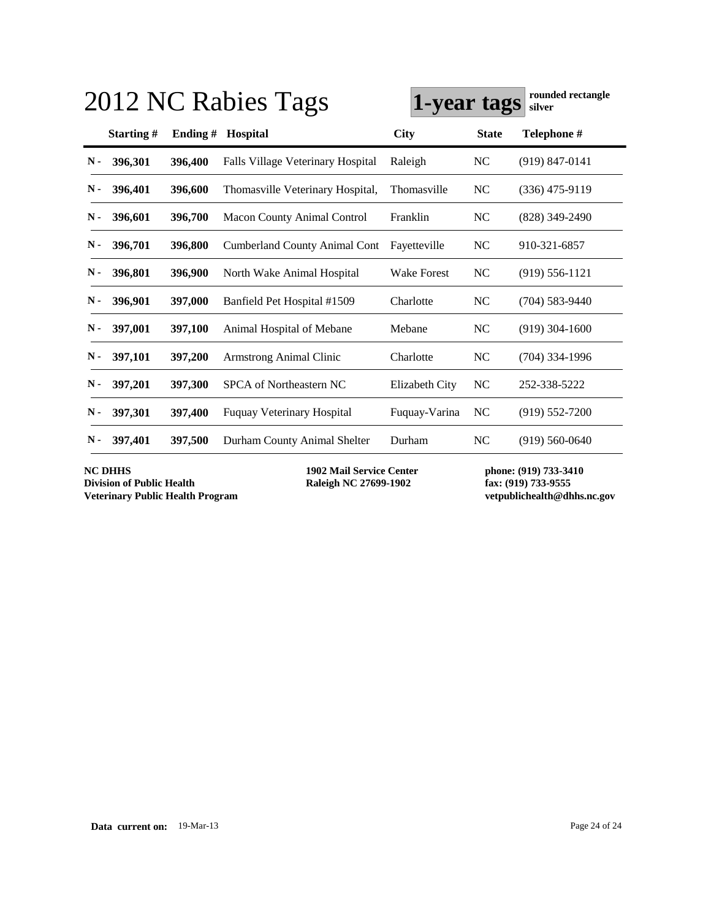# 2012 NC Rabies Tags

**1-year tags** **rounded rectangle silver**

| | Starting # | Ending # | Hospital | City | State | Telephone # |
|---|---|---|---|---|---|---|
| **N -** | **396,301** | **396,400** | Falls Village Veterinary Hospital | Raleigh | NC | (919) 847-0141 |
| **N -** | **396,401** | **396,600** | Thomasville Veterinary Hospital, | Thomasville | NC | (336) 475-9119 |
| **N -** | **396,601** | **396,700** | Macon County Animal Control | Franklin | NC | (828) 349-2490 |
| **N -** | **396,701** | **396,800** | Cumberland County Animal Cont | Fayetteville | NC | 910-321-6857 |
| **N -** | **396,801** | **396,900** | North Wake Animal Hospital | Wake Forest | NC | (919) 556-1121 |
| **N -** | **396,901** | **397,000** | Banfield Pet Hospital #1509 | Charlotte | NC | (704) 583-9440 |
| **N -** | **397,001** | **397,100** | Animal Hospital of Mebane | Mebane | NC | (919) 304-1600 |
| **N -** | **397,101** | **397,200** | Armstrong Animal Clinic | Charlotte | NC | (704) 334-1996 |
| **N -** | **397,201** | **397,300** | SPCA of Northeastern NC | Elizabeth City | NC | 252-338-5222 |
| **N -** | **397,301** | **397,400** | Fuquay Veterinary Hospital | Fuquay-Varina | NC | (919) 552-7200 |
| **N -** | **397,401** | **397,500** | Durham County Animal Shelter | Durham | NC | (919) 560-0640 |

**NC DHHS**
**Division of Public Health**
**Veterinary Public Health Program**

**1902 Mail Service Center**
**Raleigh NC 27699-1902**

**phone: (919) 733-3410**
**fax: (919) 733-9555**
**vetpublichealth@dhhs.nc.gov**

**Data current on:** 19-Mar-13